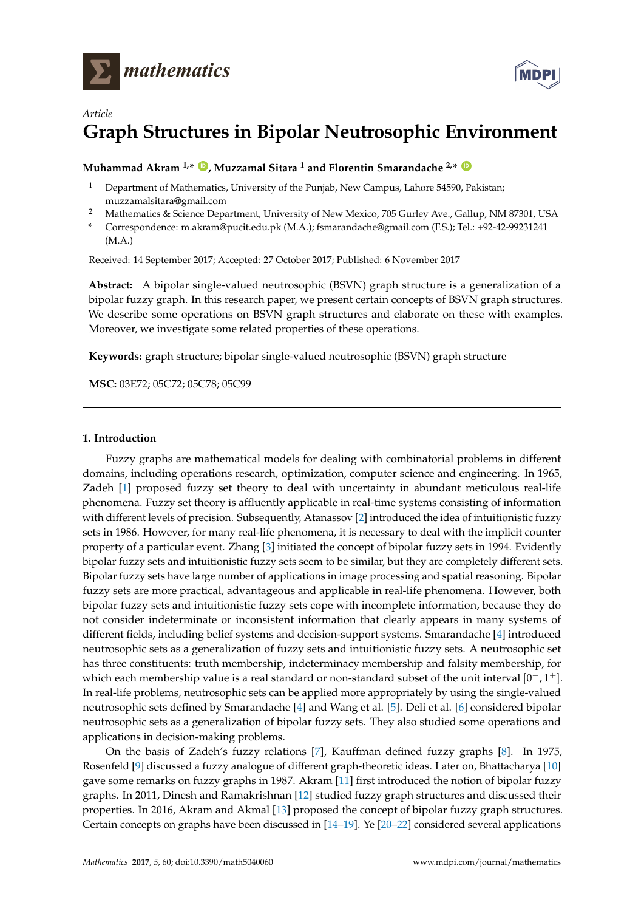*Article*

# Graph Structures in Bipolar Neutrosophic Environment

**Muhammad Akram [1,*], Muzzamal Sitara [1] and Florentin Smarandache [2,*]**

[1] Department of Mathematics, University of the Punjab, New Campus, Lahore 54590, Pakistan; muzzamalsitara@gmail.com

[2] Mathematics & Science Department, University of New Mexico, 705 Gurley Ave., Gallup, NM 87301, USA

[*] Correspondence: m.akram@pucit.edu.pk (M.A.); fsmarandache@gmail.com (F.S.); Tel.: +92-42-99231241 (M.A.)

Received: 14 September 2017; Accepted: 27 October 2017; Published: 6 November 2017

**Abstract:** A bipolar single-valued neutrosophic (BSVN) graph structure is a generalization of a bipolar fuzzy graph. In this research paper, we present certain concepts of BSVN graph structures. We describe some operations on BSVN graph structures and elaborate on these with examples. Moreover, we investigate some related properties of these operations.

**Keywords:** graph structure; bipolar single-valued neutrosophic (BSVN) graph structure

**MSC:** 03E72; 05C72; 05C78; 05C99

## 1. Introduction

Fuzzy graphs are mathematical models for dealing with combinatorial problems in different domains, including operations research, optimization, computer science and engineering. In 1965, Zadeh [1] proposed fuzzy set theory to deal with uncertainty in abundant meticulous real-life phenomena. Fuzzy set theory is affluently applicable in real-time systems consisting of information with different levels of precision. Subsequently, Atanassov [2] introduced the idea of intuitionistic fuzzy sets in 1986. However, for many real-life phenomena, it is necessary to deal with the implicit counter property of a particular event. Zhang [3] initiated the concept of bipolar fuzzy sets in 1994. Evidently bipolar fuzzy sets and intuitionistic fuzzy sets seem to be similar, but they are completely different sets. Bipolar fuzzy sets have large number of applications in image processing and spatial reasoning. Bipolar fuzzy sets are more practical, advantageous and applicable in real-life phenomena. However, both bipolar fuzzy sets and intuitionistic fuzzy sets cope with incomplete information, because they do not consider indeterminate or inconsistent information that clearly appears in many systems of different fields, including belief systems and decision-support systems. Smarandache [4] introduced neutrosophic sets as a generalization of fuzzy sets and intuitionistic fuzzy sets. A neutrosophic set has three constituents: truth membership, indeterminacy membership and falsity membership, for which each membership value is a real standard or non-standard subset of the unit interval $[0^-, 1^+]$. In real-life problems, neutrosophic sets can be applied more appropriately by using the single-valued neutrosophic sets defined by Smarandache [4] and Wang et al. [5]. Deli et al. [6] considered bipolar neutrosophic sets as a generalization of bipolar fuzzy sets. They also studied some operations and applications in decision-making problems.

On the basis of Zadeh's fuzzy relations [7], Kauffman defined fuzzy graphs [8]. In 1975, Rosenfeld [9] discussed a fuzzy analogue of different graph-theoretic ideas. Later on, Bhattacharya [10] gave some remarks on fuzzy graphs in 1987. Akram [11] first introduced the notion of bipolar fuzzy graphs. In 2011, Dinesh and Ramakrishnan [12] studied fuzzy graph structures and discussed their properties. In 2016, Akram and Akmal [13] proposed the concept of bipolar fuzzy graph structures. Certain concepts on graphs have been discussed in [14–19]. Ye [20–22] considered several applications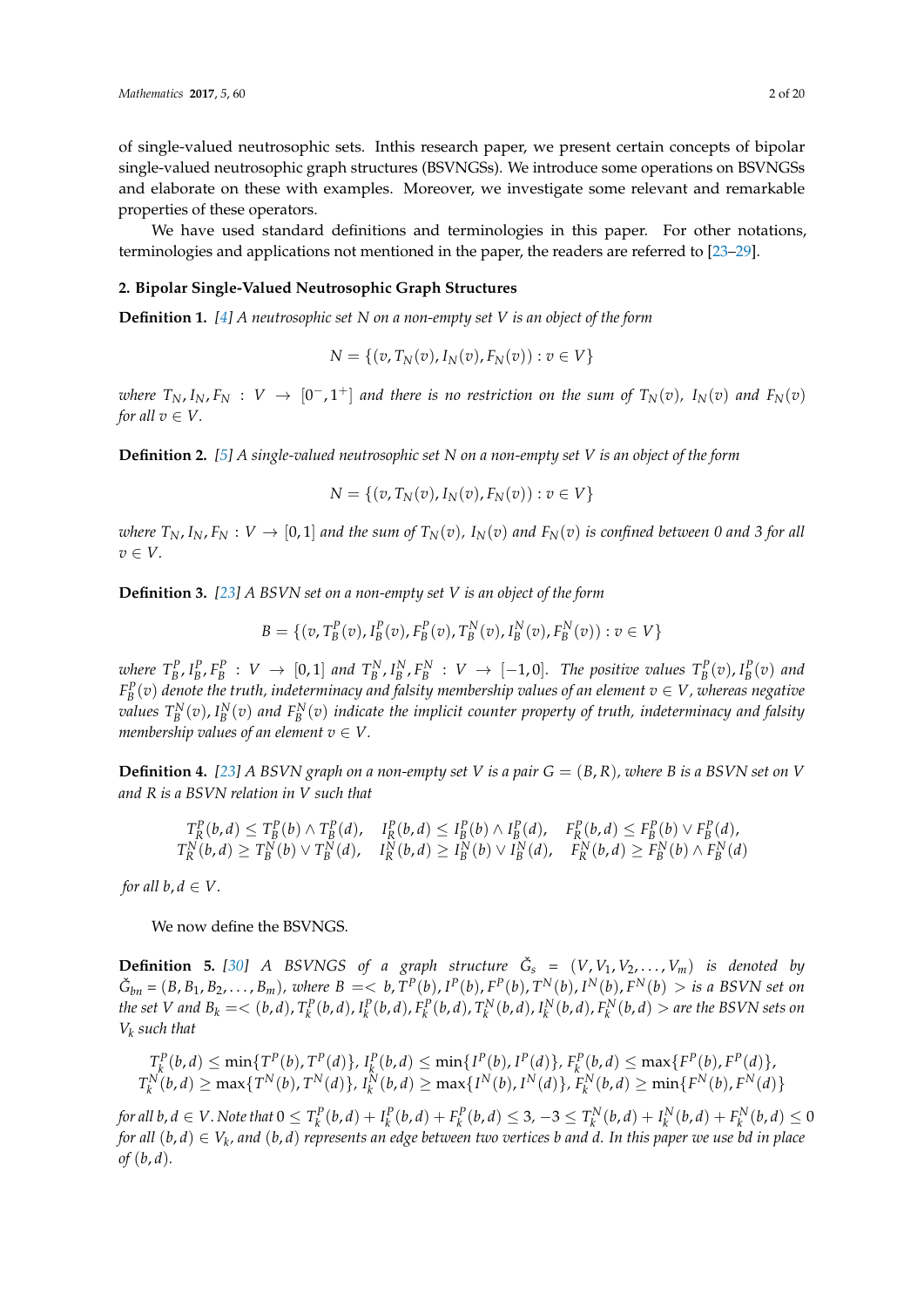of single-valued neutrosophic sets. Inthis research paper, we present certain concepts of bipolar single-valued neutrosophic graph structures (BSVNGSs). We introduce some operations on BSVNGSs and elaborate on these with examples. Moreover, we investigate some relevant and remarkable properties of these operators.

We have used standard definitions and terminologies in this paper. For other notations, terminologies and applications not mentioned in the paper, the readers are referred to [23–29].

## 2. Bipolar Single-Valued Neutrosophic Graph Structures

**Definition 1.** *[4] A neutrosophic set $N$ on a non-empty set $V$ is an object of the form*

$$N = \{(v, T_N(v), I_N(v), F_N(v)) : v \in V\}$$

*where $T_N, I_N, F_N : V \to [0^-, 1^+]$ and there is no restriction on the sum of $T_N(v)$, $I_N(v)$ and $F_N(v)$ for all $v \in V$.*

**Definition 2.** *[5] A single-valued neutrosophic set $N$ on a non-empty set $V$ is an object of the form*

$$N = \{(v, T_N(v), I_N(v), F_N(v)) : v \in V\}$$

*where $T_N, I_N, F_N : V \to [0,1]$ and the sum of $T_N(v)$, $I_N(v)$ and $F_N(v)$ is confined between 0 and 3 for all $v \in V$.*

**Definition 3.** *[23] A BSVN set on a non-empty set $V$ is an object of the form*

$$B = \{(v, T_B^P(v), I_B^P(v), F_B^P(v), T_B^N(v), I_B^N(v), F_B^N(v)) : v \in V\}$$

*where $T_B^P, I_B^P, F_B^P : V \to [0,1]$ and $T_B^N, I_B^N, F_B^N : V \to [-1,0]$. The positive values $T_B^P(v), I_B^P(v)$ and $F_B^P(v)$ denote the truth, indeterminacy and falsity membership values of an element $v \in V$, whereas negative values $T_B^N(v), I_B^N(v)$ and $F_B^N(v)$ indicate the implicit counter property of truth, indeterminacy and falsity membership values of an element $v \in V$.*

**Definition 4.** *[23] A BSVN graph on a non-empty set $V$ is a pair $G = (B, R)$, where $B$ is a BSVN set on $V$ and $R$ is a BSVN relation in $V$ such that*

$$T_R^P(b,d) \le T_B^P(b) \wedge T_B^P(d), \quad I_R^P(b,d) \le I_B^P(b) \wedge I_B^P(d), \quad F_R^P(b,d) \le F_B^P(b) \vee F_B^P(d),$$
$$T_R^N(b,d) \ge T_B^N(b) \vee T_B^N(d), \quad I_R^N(b,d) \ge I_B^N(b) \vee I_B^N(d), \quad F_R^N(b,d) \ge F_B^N(b) \wedge F_B^N(d)$$

*for all $b, d \in V$.*

We now define the BSVNGS.

**Definition 5.** *[30] A BSVNGS of a graph structure $\check{G}_s = (V, V_1, V_2, \ldots, V_m)$ is denoted by $\check{G}_{bn} = (B, B_1, B_2, \ldots, B_m)$, where $B =< b, T^P(b), I^P(b), F^P(b), T^N(b), I^N(b), F^N(b) >$ is a BSVN set on the set $V$ and $B_k =< (b,d), T_k^P(b,d), I_k^P(b,d), F_k^P(b,d), T_k^N(b,d), I_k^N(b,d), F_k^N(b,d) >$ are the BSVN sets on $V_k$ such that*

$$T_k^P(b,d) \le \min\{T^P(b), T^P(d)\},\ I_k^P(b,d) \le \min\{I^P(b), I^P(d)\},\ F_k^P(b,d) \le \max\{F^P(b), F^P(d)\},$$
$$T_k^N(b,d) \ge \max\{T^N(b), T^N(d)\},\ I_k^N(b,d) \ge \max\{I^N(b), I^N(d)\},\ F_k^N(b,d) \ge \min\{F^N(b), F^N(d)\}$$

*for all $b, d \in V$. Note that $0 \le T_k^P(b,d) + I_k^P(b,d) + F_k^P(b,d) \le 3$, $-3 \le T_k^N(b,d) + I_k^N(b,d) + F_k^N(b,d) \le 0$ for all $(b,d) \in V_k$, and $(b,d)$ represents an edge between two vertices $b$ and $d$. In this paper we use $bd$ in place of $(b,d)$.*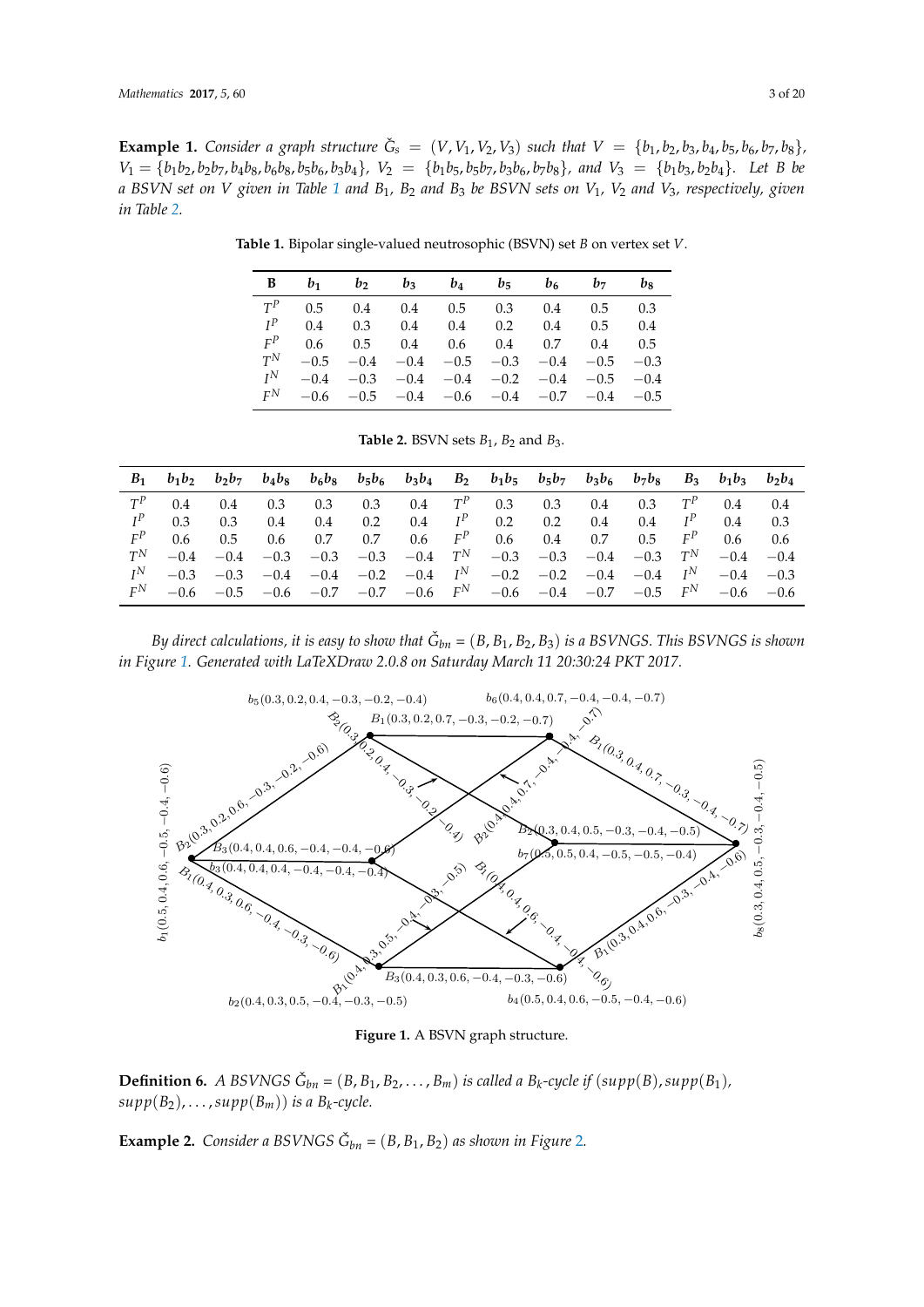**Example 1.** *Consider a graph structure $\check{G}_s = (V, V_1, V_2, V_3)$ such that $V = \{b_1, b_2, b_3, b_4, b_5, b_6, b_7, b_8\}$, $V_1 = \{b_1b_2, b_2b_7, b_4b_8, b_6b_8, b_5b_6, b_3b_4\}$, $V_2 = \{b_1b_5, b_5b_7, b_3b_6, b_7b_8\}$, and $V_3 = \{b_1b_3, b_2b_4\}$. Let $B$ be a BSVN set on $V$ given in Table 1 and $B_1$, $B_2$ and $B_3$ be BSVN sets on $V_1$, $V_2$ and $V_3$, respectively, given in Table 2.*

**Table 1.** Bipolar single-valued neutrosophic (BSVN) set $B$ on vertex set $V$.

| B | $b_1$ | $b_2$ | $b_3$ | $b_4$ | $b_5$ | $b_6$ | $b_7$ | $b_8$ |
|---|---|---|---|---|---|---|---|---|
| $T^P$ | 0.5 | 0.4 | 0.4 | 0.5 | 0.3 | 0.4 | 0.5 | 0.3 |
| $I^P$ | 0.4 | 0.3 | 0.4 | 0.4 | 0.2 | 0.4 | 0.5 | 0.4 |
| $F^P$ | 0.6 | 0.5 | 0.4 | 0.6 | 0.4 | 0.7 | 0.4 | 0.5 |
| $T^N$ | −0.5 | −0.4 | −0.4 | −0.5 | −0.3 | −0.4 | −0.5 | −0.3 |
| $I^N$ | −0.4 | −0.3 | −0.4 | −0.4 | −0.2 | −0.4 | −0.5 | −0.4 |
| $F^N$ | −0.6 | −0.5 | −0.4 | −0.6 | −0.4 | −0.7 | −0.4 | −0.5 |

**Table 2.** BSVN sets $B_1$, $B_2$ and $B_3$.

| $B_1$ | $b_1b_2$ | $b_2b_7$ | $b_4b_8$ | $b_6b_8$ | $b_5b_6$ | $b_3b_4$ | $B_2$ | $b_1b_5$ | $b_5b_7$ | $b_3b_6$ | $b_7b_8$ | $B_3$ | $b_1b_3$ | $b_2b_4$ |
|---|---|---|---|---|---|---|---|---|---|---|---|---|---|---|
| $T^P$ | 0.4 | 0.4 | 0.3 | 0.3 | 0.3 | 0.4 | $T^P$ | 0.3 | 0.3 | 0.4 | 0.3 | $T^P$ | 0.4 | 0.4 |
| $I^P$ | 0.3 | 0.3 | 0.4 | 0.4 | 0.2 | 0.4 | $I^P$ | 0.2 | 0.2 | 0.4 | 0.4 | $I^P$ | 0.4 | 0.3 |
| $F^P$ | 0.6 | 0.5 | 0.6 | 0.7 | 0.7 | 0.6 | $F^P$ | 0.6 | 0.4 | 0.7 | 0.5 | $F^P$ | 0.6 | 0.6 |
| $T^N$ | −0.4 | −0.4 | −0.3 | −0.3 | −0.3 | −0.4 | $T^N$ | −0.3 | −0.3 | −0.4 | −0.3 | $T^N$ | −0.4 | −0.4 |
| $I^N$ | −0.3 | −0.3 | −0.4 | −0.4 | −0.2 | −0.4 | $I^N$ | −0.2 | −0.2 | −0.4 | −0.4 | $I^N$ | −0.4 | −0.3 |
| $F^N$ | −0.6 | −0.5 | −0.6 | −0.7 | −0.7 | −0.6 | $F^N$ | −0.6 | −0.4 | −0.7 | −0.5 | $F^N$ | −0.6 | −0.6 |

*By direct calculations, it is easy to show that $\check{G}_{bn} = (B, B_1, B_2, B_3)$ is a BSVNGS. This BSVNGS is shown in Figure 1. Generated with LaTeXDraw 2.0.8 on Saturday March 11 20:30:24 PKT 2017.*

**Figure 1.** A BSVN graph structure.

**Definition 6.** *A BSVNGS $\check{G}_{bn} = (B, B_1, B_2, \ldots, B_m)$ is called a $B_k$-cycle if $(supp(B), supp(B_1), supp(B_2), \ldots, supp(B_m))$ is a $B_k$-cycle.*

**Example 2.** *Consider a BSVNGS $\check{G}_{bn} = (B, B_1, B_2)$ as shown in Figure 2.*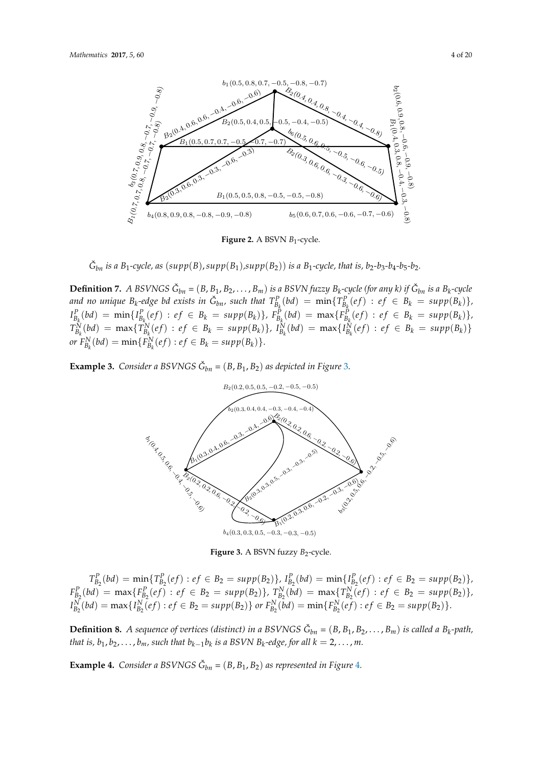**Figure 2.** A BSVN $B_1$-cycle.

$\check{G}_{bn}$ *is a* $B_1$*-cycle, as* $(supp(B), supp(B_1), supp(B_2))$ *is a* $B_1$*-cycle, that is,* $b_2$-$b_3$-$b_4$-$b_5$-$b_2$.

**Definition 7.** *A BSVNGS* $\check{G}_{bn} = (B, B_1, B_2, \ldots, B_m)$ *is a BSVN fuzzy* $B_k$*-cycle (for any k) if* $\check{G}_{bn}$ *is a* $B_k$*-cycle and no unique* $B_k$*-edge bd exists in* $\check{G}_{bn}$*, such that* $T^P_{B_k}(bd) = \min\{T^P_{B_k}(ef) : ef \in B_k = supp(B_k)\}$, $I^P_{B_k}(bd) = \min\{I^P_{B_k}(ef) : ef \in B_k = supp(B_k)\}$, $F^P_{B_k}(bd) = \max\{F^P_{B_k}(ef) : ef \in B_k = supp(B_k)\}$, $T^N_{B_k}(bd) = \max\{T^N_{B_k}(ef) : ef \in B_k = supp(B_k)\}$, $I^N_{B_k}(bd) = \max\{I^N_{B_k}(ef) : ef \in B_k = supp(B_k)\}$ *or* $F^N_{B_k}(bd) = \min\{F^N_{B_k}(ef) : ef \in B_k = supp(B_k)\}$.

**Example 3.** *Consider a BSVNGS* $\check{G}_{bn} = (B, B_1, B_2)$ *as depicted in Figure 3.*

**Figure 3.** A BSVN fuzzy $B_2$-cycle.

$T^P_{B_2}(bd) = \min\{T^P_{B_2}(ef) : ef \in B_2 = supp(B_2)\}$, $I^P_{B_2}(bd) = \min\{I^P_{B_2}(ef) : ef \in B_2 = supp(B_2)\}$, $F^P_{B_2}(bd) = \max\{F^P_{B_2}(ef) : ef \in B_2 = supp(B_2)\}$, $T^N_{B_2}(bd) = \max\{T^N_{B_2}(ef) : ef \in B_2 = supp(B_2)\}$, $I^N_{B_2}(bd) = \max\{I^N_{B_2}(ef) : ef \in B_2 = supp(B_2)\}$ or $F^N_{B_2}(bd) = \min\{F^N_{B_2}(ef) : ef \in B_2 = supp(B_2)\}$.

**Definition 8.** *A sequence of vertices (distinct) in a BSVNGS* $\check{G}_{bn} = (B, B_1, B_2, \ldots, B_m)$ *is called a* $B_k$*-path, that is,* $b_1, b_2, \ldots, b_m$*, such that* $b_{k-1}b_k$ *is a BSVN* $B_k$*-edge, for all* $k = 2, \ldots, m$.

**Example 4.** *Consider a BSVNGS* $\check{G}_{bn} = (B, B_1, B_2)$ *as represented in Figure 4.*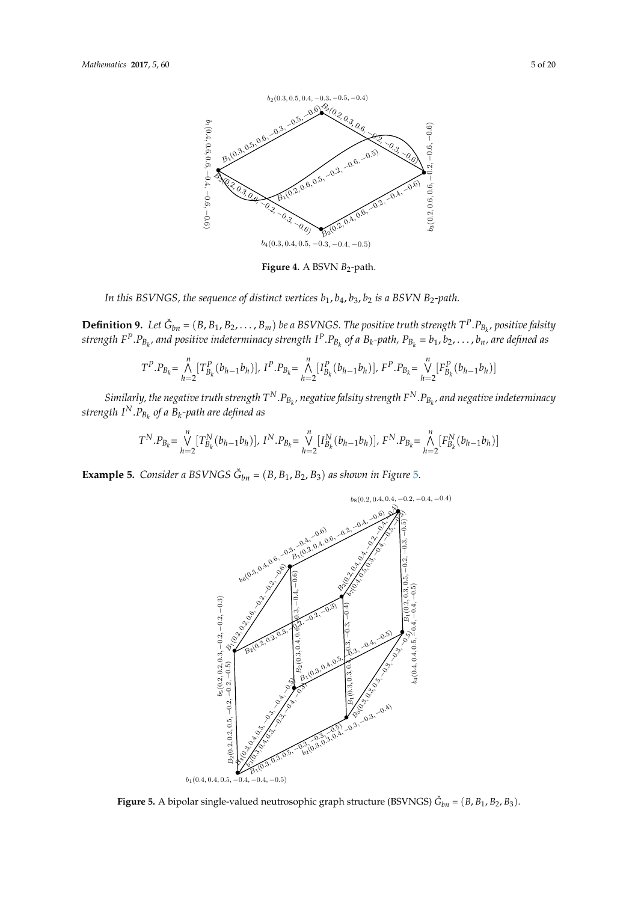**Figure 4.** A BSVN $B_2$-path.

*In this BSVNGS, the sequence of distinct vertices $b_1, b_4, b_3, b_2$ is a BSVN $B_2$-path.*

**Definition 9.** *Let $\check{G}_{bn} = (B, B_1, B_2, \ldots, B_m)$ be a BSVNGS. The positive truth strength $T^P.P_{B_k}$, positive falsity strength $F^P.P_{B_k}$, and positive indeterminacy strength $I^P.P_{B_k}$ of a $B_k$-path, $P_{B_k} = b_1, b_2, \ldots, b_n$, are defined as*

$$T^P.P_{B_k} = \bigwedge_{h=2}^{n} [T^P_{B_k}(b_{h-1}b_h)],\ I^P.P_{B_k} = \bigwedge_{h=2}^{n} [I^P_{B_k}(b_{h-1}b_h)],\ F^P.P_{B_k} = \bigvee_{h=2}^{n} [F^P_{B_k}(b_{h-1}b_h)]$$

*Similarly, the negative truth strength $T^N.P_{B_k}$, negative falsity strength $F^N.P_{B_k}$, and negative indeterminacy strength $I^N.P_{B_k}$ of a $B_k$-path are defined as*

$$T^N.P_{B_k} = \bigvee_{h=2}^{n} [T^N_{B_k}(b_{h-1}b_h)],\ I^N.P_{B_k} = \bigvee_{h=2}^{n} [I^N_{B_k}(b_{h-1}b_h)],\ F^N.P_{B_k} = \bigwedge_{h=2}^{n} [F^N_{B_k}(b_{h-1}b_h)]$$

**Example 5.** *Consider a BSVNGS $\check{G}_{bn} = (B, B_1, B_2, B_3)$ as shown in Figure 5.*

**Figure 5.** A bipolar single-valued neutrosophic graph structure (BSVNGS) $\check{G}_{bn} = (B, B_1, B_2, B_3)$.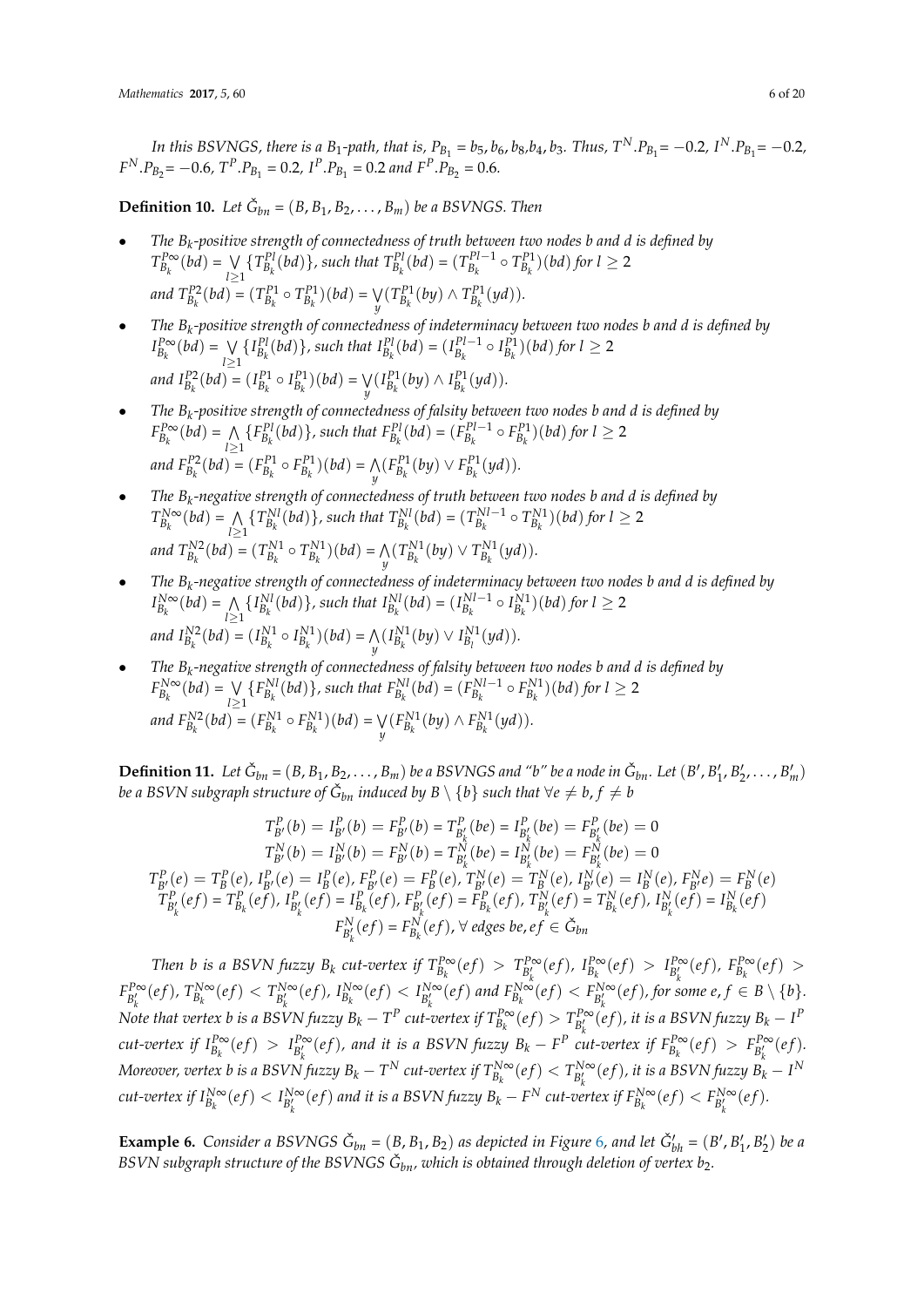*In this BSVNGS, there is a $B_1$-path, that is, $P_{B_1} = b_5, b_6, b_8, b_4, b_3$. Thus, $T^N.P_{B_1} = -0.2$, $I^N.P_{B_1} = -0.2$, $F^N.P_{B_2} = -0.6$, $T^P.P_{B_1} = 0.2$, $I^P.P_{B_1} = 0.2$ and $F^P.P_{B_2} = 0.6$.*

**Definition 10.** *Let $\check{G}_{bn} = (B, B_1, B_2, \ldots, B_m)$ be a BSVNGS. Then*

- *The $B_k$-positive strength of connectedness of truth between two nodes b and d is defined by $T^{P\infty}_{B_k}(bd) = \bigvee_{l\geq 1}\{T^{Pl}_{B_k}(bd)\}$, such that $T^{Pl}_{B_k}(bd) = (T^{Pl-1}_{B_k} \circ T^{P1}_{B_k})(bd)$ for $l \geq 2$ and $T^{P2}_{B_k}(bd) = (T^{P1}_{B_k} \circ T^{P1}_{B_k})(bd) = \bigvee_{y}(T^{P1}_{B_k}(by) \wedge T^{P1}_{B_k}(yd))$.*
- *The $B_k$-positive strength of connectedness of indeterminacy between two nodes b and d is defined by $I^{P\infty}_{B_k}(bd) = \bigvee_{l\geq 1}\{I^{Pl}_{B_k}(bd)\}$, such that $I^{Pl}_{B_k}(bd) = (I^{Pl-1}_{B_k} \circ I^{P1}_{B_k})(bd)$ for $l \geq 2$ and $I^{P2}_{B_k}(bd) = (I^{P1}_{B_k} \circ I^{P1}_{B_k})(bd) = \bigvee_{y}(I^{P1}_{B_k}(by) \wedge I^{P1}_{B_k}(yd))$.*
- *The $B_k$-positive strength of connectedness of falsity between two nodes b and d is defined by $F^{P\infty}_{B_k}(bd) = \bigwedge_{l\geq 1}\{F^{Pl}_{B_k}(bd)\}$, such that $F^{Pl}_{B_k}(bd) = (F^{Pl-1}_{B_k} \circ F^{P1}_{B_k})(bd)$ for $l \geq 2$ and $F^{P2}_{B_k}(bd) = (F^{P1}_{B_k} \circ F^{P1}_{B_k})(bd) = \bigwedge_{y}(F^{P1}_{B_k}(by) \vee F^{P1}_{B_k}(yd))$.*
- *The $B_k$-negative strength of connectedness of truth between two nodes b and d is defined by $T^{N\infty}_{B_k}(bd) = \bigwedge_{l\geq 1}\{T^{Nl}_{B_k}(bd)\}$, such that $T^{Nl}_{B_k}(bd) = (T^{Nl-1}_{B_k} \circ T^{N1}_{B_k})(bd)$ for $l \geq 2$ and $T^{N2}_{B_k}(bd) = (T^{N1}_{B_k} \circ T^{N1}_{B_k})(bd) = \bigwedge_{y}(T^{N1}_{B_k}(by) \vee T^{N1}_{B_k}(yd))$.*
- *The $B_k$-negative strength of connectedness of indeterminacy between two nodes b and d is defined by $I^{N\infty}_{B_k}(bd) = \bigwedge_{l\geq 1}\{I^{Nl}_{B_k}(bd)\}$, such that $I^{Nl}_{B_k}(bd) = (I^{Nl-1}_{B_k} \circ I^{N1}_{B_k})(bd)$ for $l \geq 2$ and $I^{N2}_{B_k}(bd) = (I^{N1}_{B_k} \circ I^{N1}_{B_k})(bd) = \bigwedge_{y}(I^{N1}_{B_k}(by) \vee I^{N1}_{B_l}(yd))$.*
- *The $B_k$-negative strength of connectedness of falsity between two nodes b and d is defined by $F^{N\infty}_{B_k}(bd) = \bigvee_{l\geq 1}\{F^{Nl}_{B_k}(bd)\}$, such that $F^{Nl}_{B_k}(bd) = (F^{Nl-1}_{B_k} \circ F^{N1}_{B_k})(bd)$ for $l \geq 2$ and $F^{N2}_{B_k}(bd) = (F^{N1}_{B_k} \circ F^{N1}_{B_k})(bd) = \bigvee_{y}(F^{N1}_{B_k}(by) \wedge F^{N1}_{B_k}(yd))$.*

**Definition 11.** *Let $\check{G}_{bn} = (B, B_1, B_2, \ldots, B_m)$ be a BSVNGS and "b" be a node in $\check{G}_{bn}$. Let $(B', B'_1, B'_2, \ldots, B'_m)$ be a BSVN subgraph structure of $\check{G}_{bn}$ induced by $B \setminus \{b\}$ such that $\forall e \neq b, f \neq b$*

$$T^P_{B'}(b) = I^P_{B'}(b) = F^P_{B'}(b) = T^P_{B'_k}(be) = I^P_{B'_k}(be) = F^P_{B'_k}(be) = 0$$
$$T^N_{B'}(b) = I^N_{B'}(b) = F^N_{B'}(b) = T^N_{B'_k}(be) = I^N_{B'_k}(be) = F^N_{B'_k}(be) = 0$$
$$T^P_{B'}(e) = T^P_B(e),\ I^P_{B'}(e) = I^P_B(e),\ F^P_{B'}(e) = F^P_B(e),\ T^N_{B'}(e) = T^N_B(e),\ I^N_{B'}(e) = I^N_B(e),\ F^N_{B'}e) = F^N_B(e)$$
$$T^P_{B'_k}(ef) = T^P_{B_k}(ef),\ I^P_{B'_k}(ef) = I^P_{B_k}(ef),\ F^P_{B'_k}(ef) = F^P_{B_k}(ef),\ T^N_{B'_k}(ef) = T^N_{B_k}(ef),\ I^N_{B'_k}(ef) = I^N_{B_k}(ef)$$
$$F^N_{B'_k}(ef) = F^N_{B_k}(ef),\ \forall \text{ edges } be, ef \in \check{G}_{bn}$$

*Then b is a BSVN fuzzy $B_k$ cut-vertex if $T^{P\infty}_{B_k}(ef) > T^{P\infty}_{B'_k}(ef)$, $I^{P\infty}_{B_k}(ef) > I^{P\infty}_{B'_k}(ef)$, $F^{P\infty}_{B_k}(ef) > F^{P\infty}_{B'_k}(ef)$, $T^{N\infty}_{B_k}(ef) < T^{N\infty}_{B'_k}(ef)$, $I^{N\infty}_{B_k}(ef) < I^{N\infty}_{B'_k}(ef)$ and $F^{N\infty}_{B_k}(ef) < F^{N\infty}_{B'_k}(ef)$, for some $e, f \in B \setminus \{b\}$. Note that vertex b is a BSVN fuzzy $B_k - T^P$ cut-vertex if $T^{P\infty}_{B_k}(ef) > T^{P\infty}_{B'_k}(ef)$, it is a BSVN fuzzy $B_k - I^P$ cut-vertex if $I^{P\infty}_{B_k}(ef) > I^{P\infty}_{B'_k}(ef)$, and it is a BSVN fuzzy $B_k - F^P$ cut-vertex if $F^{P\infty}_{B_k}(ef) > F^{P\infty}_{B'_k}(ef)$. Moreover, vertex b is a BSVN fuzzy $B_k - T^N$ cut-vertex if $T^{N\infty}_{B_k}(ef) < T^{N\infty}_{B'_k}(ef)$, it is a BSVN fuzzy $B_k - I^N$ cut-vertex if $I^{N\infty}_{B_k}(ef) < I^{N\infty}_{B'_k}(ef)$ and it is a BSVN fuzzy $B_k - F^N$ cut-vertex if $F^{N\infty}_{B_k}(ef) < F^{N\infty}_{B'_k}(ef)$.*

**Example 6.** *Consider a BSVNGS $\check{G}_{bn} = (B, B_1, B_2)$ as depicted in Figure 6, and let $\check{G}'_{bh} = (B', B'_1, B'_2)$ be a BSVN subgraph structure of the BSVNGS $\check{G}_{bn}$, which is obtained through deletion of vertex $b_2$.*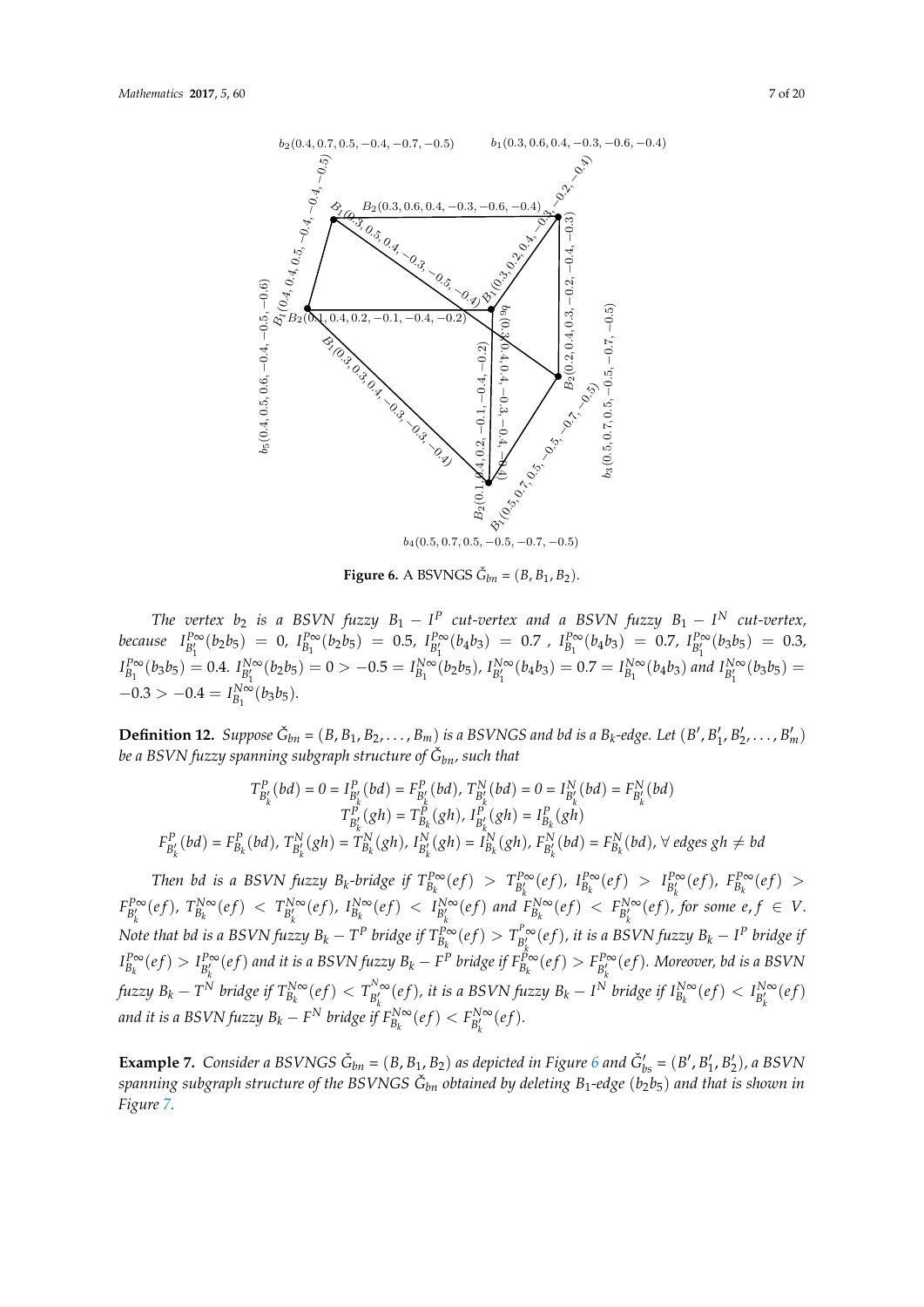**Figure 6.** A BSVNGS $\check{G}_{bn} = (B, B_1, B_2)$.

*The vertex $b_2$ is a BSVN fuzzy $B_1 - I^P$ cut-vertex and a BSVN fuzzy $B_1 - I^N$ cut-vertex, because $I^{P\infty}_{B'_1}(b_2b_5) = 0$, $I^{P\infty}_{B_1}(b_2b_5) = 0.5$, $I^{P\infty}_{B'_1}(b_4b_3) = 0.7$ , $I^{P\infty}_{B_1}(b_4b_3) = 0.7$, $I^{P\infty}_{B'_1}(b_3b_5) = 0.3$, $I^{P\infty}_{B_1}(b_3b_5) = 0.4$. $I^{N\infty}_{B'_1}(b_2b_5) = 0 > -0.5 = I^{N\infty}_{B_1}(b_2b_5)$, $I^{N\infty}_{B'_1}(b_4b_3) = 0.7 = I^{N\infty}_{B_1}(b_4b_3)$ and $I^{N\infty}_{B'_1}(b_3b_5) = -0.3 > -0.4 = I^{N\infty}_{B_1}(b_3b_5)$.*

**Definition 12.** *Suppose $\check{G}_{bn} = (B, B_1, B_2, \ldots, B_m)$ is a BSVNGS and bd is a $B_k$-edge. Let $(B', B'_1, B'_2, \ldots, B'_m)$ be a BSVN fuzzy spanning subgraph structure of $\check{G}_{bn}$, such that*

$$T^P_{B'_k}(bd) = 0 = I^P_{B'_k}(bd) = F^P_{B'_k}(bd),\ T^N_{B'_k}(bd) = 0 = I^N_{B'_k}(bd) = F^N_{B'_k}(bd)$$
$$T^P_{B'_k}(gh) = T^P_{B_k}(gh),\ I^P_{B'_k}(gh) = I^P_{B_k}(gh)$$
$$F^P_{B'_k}(bd) = F^P_{B_k}(bd),\ T^N_{B'_k}(gh) = T^N_{B_k}(gh),\ I^N_{B'_k}(gh) = I^N_{B_k}(gh),\ F^N_{B'_k}(bd) = F^N_{B_k}(bd),\ \forall \text{ edges } gh \neq bd$$

*Then bd is a BSVN fuzzy $B_k$-bridge if $T^{P\infty}_{B_k}(ef) > T^{P\infty}_{B'_k}(ef)$, $I^{P\infty}_{B_k}(ef) > I^{P\infty}_{B'_k}(ef)$, $F^{P\infty}_{B_k}(ef) > F^{P\infty}_{B'_k}(ef)$, $T^{N\infty}_{B_k}(ef) < T^{N\infty}_{B'_k}(ef)$, $I^{N\infty}_{B_k}(ef) < I^{N\infty}_{B'_k}(ef)$ and $F^{N\infty}_{B_k}(ef) < F^{N\infty}_{B'_k}(ef)$, for some $e, f \in V$. Note that bd is a BSVN fuzzy $B_k - T^P$ bridge if $T^{P\infty}_{B_k}(ef) > T^{P\infty}_{B'_k}(ef)$, it is a BSVN fuzzy $B_k - I^P$ bridge if $I^{P\infty}_{B_k}(ef) > I^{P\infty}_{B'_k}(ef)$ and it is a BSVN fuzzy $B_k - F^P$ bridge if $F^{P\infty}_{B_k}(ef) > F^{P\infty}_{B'_k}(ef)$. Moreover, bd is a BSVN fuzzy $B_k - T^N$ bridge if $T^{N\infty}_{B_k}(ef) < T^{N\infty}_{B'_k}(ef)$, it is a BSVN fuzzy $B_k - I^N$ bridge if $I^{N\infty}_{B_k}(ef) < I^{N\infty}_{B'_k}(ef)$ and it is a BSVN fuzzy $B_k - F^N$ bridge if $F^{N\infty}_{B_k}(ef) < F^{N\infty}_{B'_k}(ef)$.*

**Example 7.** *Consider a BSVNGS $\check{G}_{bn} = (B, B_1, B_2)$ as depicted in Figure 6 and $\check{G}'_{bs} = (B', B'_1, B'_2)$, a BSVN spanning subgraph structure of the BSVNGS $\check{G}_{bn}$ obtained by deleting $B_1$-edge $(b_2b_5)$ and that is shown in Figure 7.*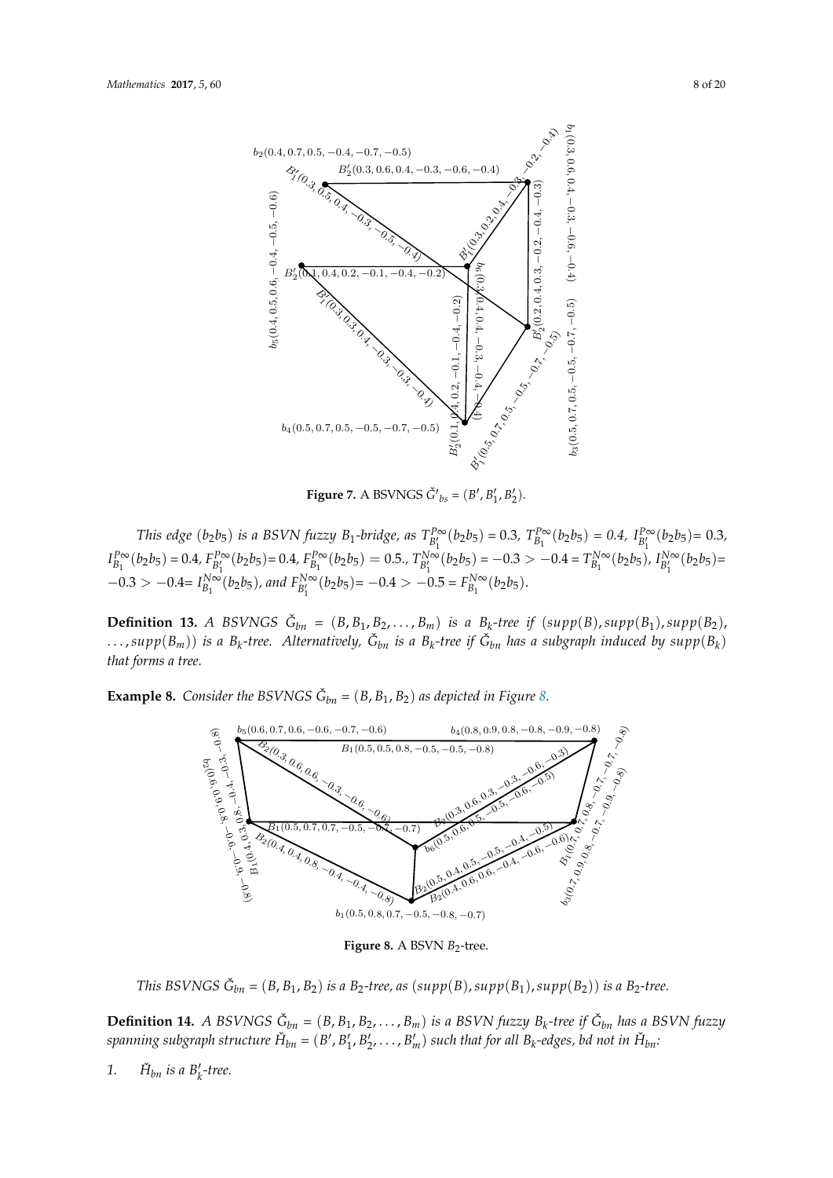**Figure 7.** A BSVNGS $\check{G}'_{bs} = (B', B'_1, B'_2)$.

*This edge $(b_2b_5)$ is a BSVN fuzzy $B_1$-bridge, as $T^{P\infty}_{B'_1}(b_2b_5) = 0.3$, $T^{P\infty}_{B_1}(b_2b_5) = 0.4$, $I^{P\infty}_{B'_1}(b_2b_5) = 0.3$, $I^{P\infty}_{B_1}(b_2b_5) = 0.4$, $F^{P\infty}_{B'_1}(b_2b_5) = 0.4$, $F^{P\infty}_{B_1}(b_2b_5) = 0.5.$, $T^{N\infty}_{B'_1}(b_2b_5) = -0.3 > -0.4 = T^{N\infty}_{B_1}(b_2b_5)$, $I^{N\infty}_{B'_1}(b_2b_5) = -0.3 > -0.4 = I^{N\infty}_{B_1}(b_2b_5)$, and $F^{N\infty}_{B'_1}(b_2b_5) = -0.4 > -0.5 = F^{N\infty}_{B_1}(b_2b_5)$.*

**Definition 13.** *A BSVNGS $\check{G}_{bn} = (B, B_1, B_2, \ldots, B_m)$ is a $B_k$-tree if $(supp(B), supp(B_1), supp(B_2), \ldots, supp(B_m))$ is a $B_k$-tree. Alternatively, $\check{G}_{bn}$ is a $B_k$-tree if $\check{G}_{bn}$ has a subgraph induced by $supp(B_k)$ that forms a tree.*

**Example 8.** *Consider the BSVNGS $\check{G}_{bn} = (B, B_1, B_2)$ as depicted in Figure 8.*

**Figure 8.** A BSVN $B_2$-tree.

*This BSVNGS $\check{G}_{bn} = (B, B_1, B_2)$ is a $B_2$-tree, as $(supp(B), supp(B_1), supp(B_2))$ is a $B_2$-tree.*

**Definition 14.** *A BSVNGS $\check{G}_{bn} = (B, B_1, B_2, \ldots, B_m)$ is a BSVN fuzzy $B_k$-tree if $\check{G}_{bn}$ has a BSVN fuzzy spanning subgraph structure $\check{H}_{bn} = (B', B'_1, B'_2, \ldots, B'_m)$ such that for all $B_k$-edges, bd not in $\check{H}_{bn}$:*

1. *$\check{H}_{bn}$ is a $B'_k$-tree.*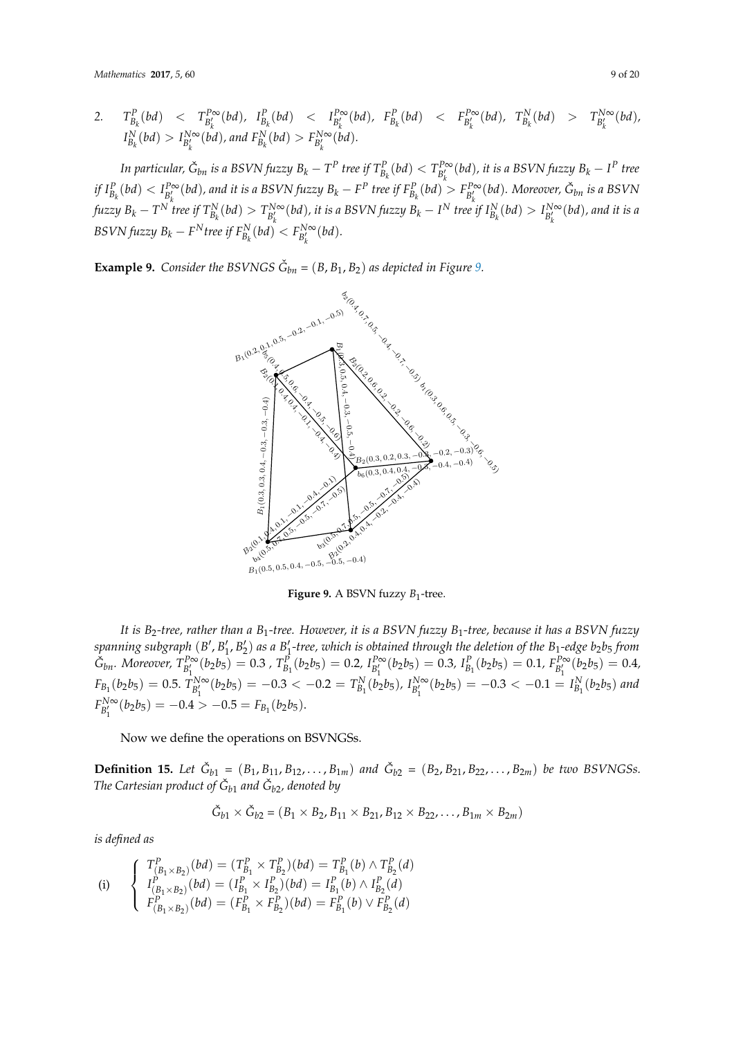2. $T^P_{B_k}(bd) < T^{P\infty}_{B'_k}(bd)$, $I^P_{B_k}(bd) < I^{P\infty}_{B'_k}(bd)$, $F^P_{B_k}(bd) < F^{P\infty}_{B'_k}(bd)$, $T^N_{B_k}(bd) > T^{N\infty}_{B'_k}(bd)$, $I^N_{B_k}(bd) > I^{N\infty}_{B'_k}(bd)$, and $F^N_{B_k}(bd) > F^{N\infty}_{B'_k}(bd)$.

*In particular,* $\check{G}_{bn}$ *is a BSVN fuzzy* $B_k - T^P$ *tree if* $T^P_{B_k}(bd) < T^{P\infty}_{B'_k}(bd)$*, it is a BSVN fuzzy* $B_k - I^P$ *tree if* $I^P_{B_k}(bd) < I^{P\infty}_{B'_k}(bd)$*, and it is a BSVN fuzzy* $B_k - F^P$ *tree if* $F^P_{B_k}(bd) > F^{P\infty}_{B'_k}(bd)$*. Moreover,* $\check{G}_{bn}$ *is a BSVN fuzzy* $B_k - T^N$ *tree if* $T^N_{B_k}(bd) > T^{N\infty}_{B'_k}(bd)$*, it is a BSVN fuzzy* $B_k - I^N$ *tree if* $I^N_{B_k}(bd) > I^{N\infty}_{B'_k}(bd)$*, and it is a BSVN fuzzy* $B_k - F^N$*tree if* $F^N_{B_k}(bd) < F^{N\infty}_{B'_k}(bd)$*.*

**Example 9.** *Consider the BSVNGS* $\check{G}_{bn} = (B, B_1, B_2)$ *as depicted in Figure 9.*

**Figure 9.** A BSVN fuzzy $B_1$-tree.

*It is* $B_2$*-tree, rather than a* $B_1$*-tree. However, it is a BSVN fuzzy* $B_1$*-tree, because it has a BSVN fuzzy spanning subgraph* $(B', B'_1, B'_2)$ *as a* $B'_1$*-tree, which is obtained through the deletion of the* $B_1$*-edge* $b_2b_5$ *from* $\check{G}_{bn}$*. Moreover,* $T^{P\infty}_{B'_1}(b_2b_5) = 0.3$ *,* $T^P_{B_1}(b_2b_5) = 0.2$*,* $I^{P\infty}_{B'_1}(b_2b_5) = 0.3$*,* $I^P_{B_1}(b_2b_5) = 0.1$*,* $F^{P\infty}_{B'_1}(b_2b_5) = 0.4$*,* $F_{B_1}(b_2b_5) = 0.5$*.* $T^{N\infty}_{B'_1}(b_2b_5) = -0.3 < -0.2 = T^N_{B_1}(b_2b_5)$*,* $I^{N\infty}_{B'_1}(b_2b_5) = -0.3 < -0.1 = I^N_{B_1}(b_2b_5)$ *and* $F^{N\infty}_{B'_1}(b_2b_5) = -0.4 > -0.5 = F_{B_1}(b_2b_5)$*.*

Now we define the operations on BSVNGSs.

**Definition 15.** *Let* $\check{G}_{b1} = (B_1, B_{11}, B_{12}, \ldots, B_{1m})$ *and* $\check{G}_{b2} = (B_2, B_{21}, B_{22}, \ldots, B_{2m})$ *be two BSVNGSs. The Cartesian product of* $\check{G}_{b1}$ *and* $\check{G}_{b2}$*, denoted by*

$$\check{G}_{b1} \times \check{G}_{b2} = (B_1 \times B_2, B_{11} \times B_{21}, B_{12} \times B_{22}, \ldots, B_{1m} \times B_{2m})$$

*is defined as*

$$\text{(i)} \quad \begin{cases} T^P_{(B_1 \times B_2)}(bd) = (T^P_{B_1} \times T^P_{B_2})(bd) = T^P_{B_1}(b) \wedge T^P_{B_2}(d) \\ I^P_{(B_1 \times B_2)}(bd) = (I^P_{B_1} \times I^P_{B_2})(bd) = I^P_{B_1}(b) \wedge I^P_{B_2}(d) \\ F^P_{(B_1 \times B_2)}(bd) = (F^P_{B_1} \times F^P_{B_2})(bd) = F^P_{B_1}(b) \vee F^P_{B_2}(d) \end{cases}$$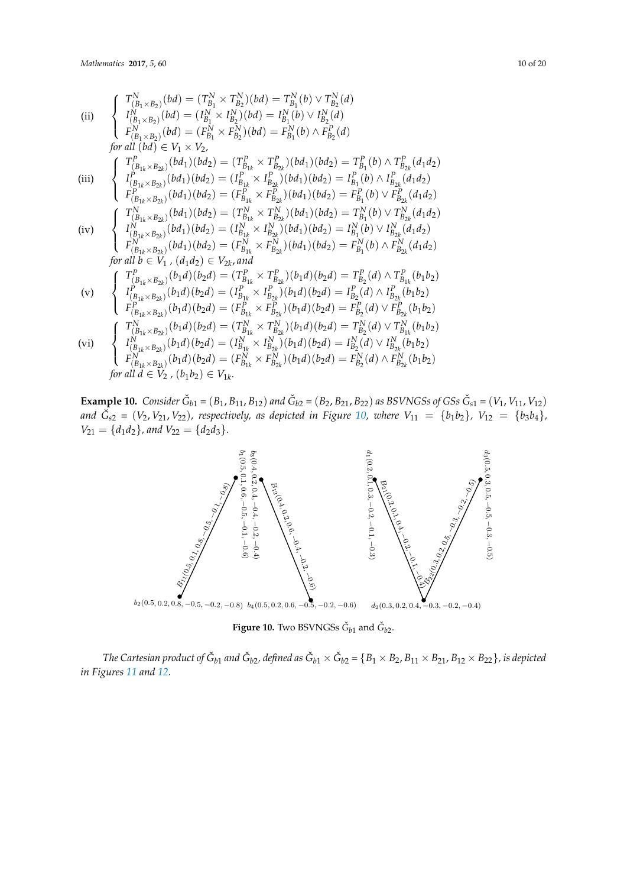(ii) $$\begin{cases} T^N_{(B_1\times B_2)}(bd) = (T^N_{B_1} \times T^N_{B_2})(bd) = T^N_{B_1}(b) \vee T^N_{B_2}(d) \\ I^N_{(B_1\times B_2)}(bd) = (I^N_{B_1} \times I^N_{B_2})(bd) = I^N_{B_1}(b) \vee I^N_{B_2}(d) \\ F^N_{(B_1\times B_2)}(bd) = (F^N_{B_1} \times F^N_{B_2})(bd) = F^N_{B_1}(b) \wedge F^P_{B_2}(d) \end{cases}$$

*for all* $(bd) \in V_1 \times V_2$,

(iii) $$\begin{cases} T^P_{(B_{1k}\times B_{2k})}(bd_1)(bd_2) = (T^P_{B_{1k}} \times T^P_{B_{2k}})(bd_1)(bd_2) = T^P_{B_1}(b) \wedge T^P_{B_{2k}}(d_1d_2) \\ I^P_{(B_{1k}\times B_{2k})}(bd_1)(bd_2) = (I^P_{B_{1k}} \times I^P_{B_{2k}})(bd_1)(bd_2) = I^P_{B_1}(b) \wedge I^P_{B_{2k}}(d_1d_2) \\ F^P_{(B_{1k}\times B_{2k})}(bd_1)(bd_2) = (F^P_{B_{1k}} \times F^P_{B_{2k}})(bd_1)(bd_2) = F^P_{B_1}(b) \vee F^P_{B_{2k}}(d_1d_2) \end{cases}$$

(iv) $$\begin{cases} T^N_{(B_{1k}\times B_{2k})}(bd_1)(bd_2) = (T^N_{B_{1k}} \times T^N_{B_{2k}})(bd_1)(bd_2) = T^N_{B_1}(b) \vee T^N_{B_{2k}}(d_1d_2) \\ I^N_{(B_{1k}\times B_{2k})}(bd_1)(bd_2) = (I^N_{B_{1k}} \times I^N_{B_{2k}})(bd_1)(bd_2) = I^N_{B_1}(b) \vee I^N_{B_{2k}}(d_1d_2) \\ F^N_{(B_{1k}\times B_{2k})}(bd_1)(bd_2) = (F^N_{B_{1k}} \times F^N_{B_{2k}})(bd_1)(bd_2) = F^N_{B_1}(b) \wedge F^N_{B_{2k}}(d_1d_2) \end{cases}$$

*for all* $b \in V_1$, $(d_1d_2) \in V_{2k}$, *and*

(v) $$\begin{cases} T^P_{(B_{1k}\times B_{2k})}(b_1d)(b_2d) = (T^P_{B_{1k}} \times T^P_{B_{2k}})(b_1d)(b_2d) = T^P_{B_2}(d) \wedge T^P_{B_{1k}}(b_1b_2) \\ I^P_{(B_{1k}\times B_{2k})}(b_1d)(b_2d) = (I^P_{B_{1k}} \times I^P_{B_{2k}})(b_1d)(b_2d) = I^P_{B_2}(d) \wedge I^P_{B_{2k}}(b_1b_2) \\ F^P_{(B_{1k}\times B_{2k})}(b_1d)(b_2d) = (F^P_{B_{1k}} \times F^P_{B_{2k}})(b_1d)(b_2d) = F^P_{B_2}(d) \vee F^P_{B_{2k}}(b_1b_2) \end{cases}$$

(vi) $$\begin{cases} T^N_{(B_{1k}\times B_{2k})}(b_1d)(b_2d) = (T^N_{B_{1k}} \times T^N_{B_{2k}})(b_1d)(b_2d) = T^N_{B_2}(d) \vee T^N_{B_{1k}}(b_1b_2) \\ I^N_{(B_{1k}\times B_{2k})}(b_1d)(b_2d) = (I^N_{B_{1k}} \times I^N_{B_{2k}})(b_1d)(b_2d) = I^N_{B_2}(d) \vee I^N_{B_{2k}}(b_1b_2) \\ F^N_{(B_{1k}\times B_{2k})}(b_1d)(b_2d) = (F^N_{B_{1k}} \times F^N_{B_{2k}})(b_1d)(b_2d) = F^N_{B_2}(d) \wedge F^N_{B_{2k}}(b_1b_2) \end{cases}$$

*for all* $d \in V_2$, $(b_1b_2) \in V_{1k}$.

**Example 10.** *Consider* $\check{G}_{b1} = (B_1, B_{11}, B_{12})$ *and* $\check{G}_{b2} = (B_2, B_{21}, B_{22})$ *as BSVNGSs of GSs* $\check{G}_{s1} = (V_1, V_{11}, V_{12})$ *and* $\check{G}_{s2} = (V_2, V_{21}, V_{22})$*, respectively, as depicted in Figure 10, where* $V_{11} = \{b_1b_2\}$*,* $V_{12} = \{b_3b_4\}$*,* $V_{21} = \{d_1d_2\}$*, and* $V_{22} = \{d_2d_3\}$*.*

**Figure 10.** Two BSVNGSs $\check{G}_{b1}$ and $\check{G}_{b2}$.

*The Cartesian product of* $\check{G}_{b1}$ *and* $\check{G}_{b2}$*, defined as* $\check{G}_{b1} \times \check{G}_{b2} = \{B_1 \times B_2, B_{11} \times B_{21}, B_{12} \times B_{22}\}$*, is depicted in Figures 11 and 12.*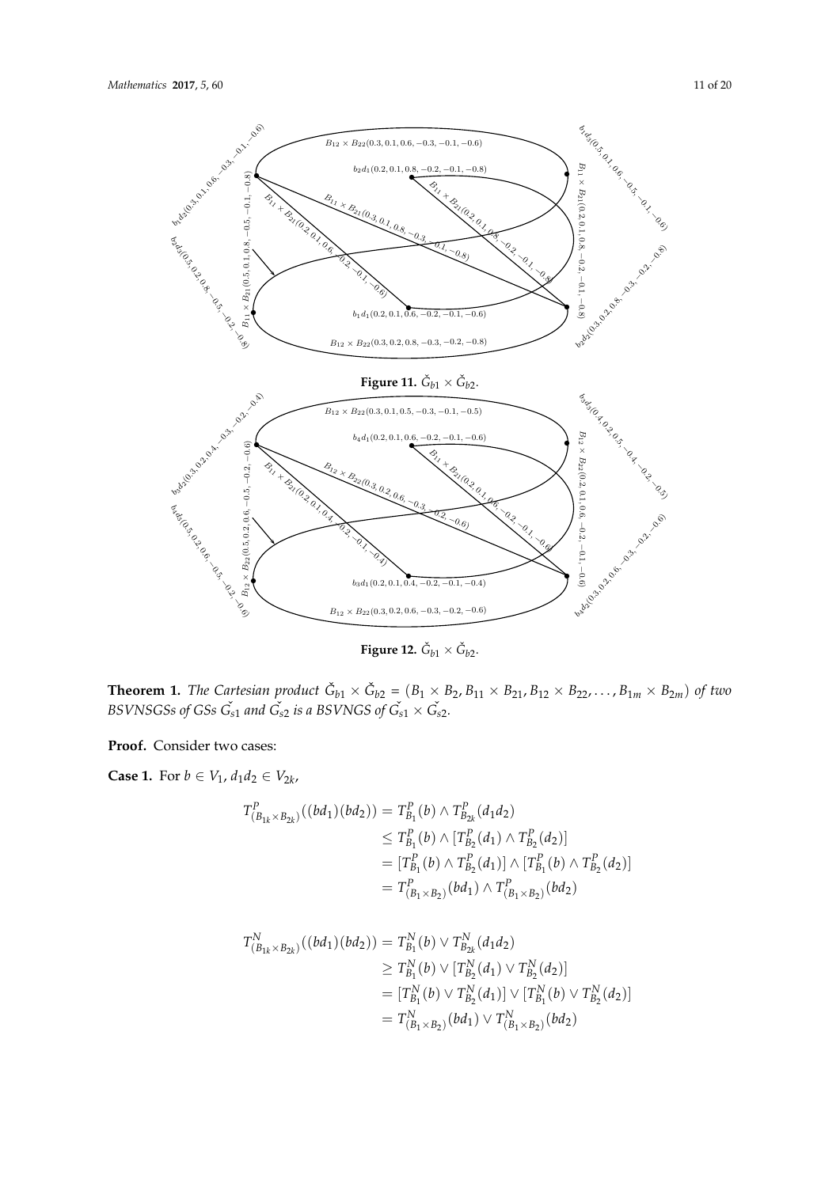**Figure 11.** $\check{G}_{b1} \times \check{G}_{b2}$.

**Figure 12.** $\check{G}_{b1} \times \check{G}_{b2}$.

**Theorem 1.** *The Cartesian product $\check{G}_{b1} \times \check{G}_{b2} = (B_1 \times B_2, B_{11} \times B_{21}, B_{12} \times B_{22}, \ldots, B_{1m} \times B_{2m})$ of two BSVNSGSs of GSs $\check{G}_{s1}$ and $\check{G}_{s2}$ is a BSVNGS of $\check{G}_{s1} \times \check{G}_{s2}$.*

**Proof.** Consider two cases:

**Case 1.** For $b \in V_1$, $d_1 d_2 \in V_{2k}$,

$$
\begin{aligned}
T^P_{(B_{1k} \times B_{2k})}((bd_1)(bd_2)) &= T^P_{B_1}(b) \wedge T^P_{B_{2k}}(d_1 d_2) \\
&\leq T^P_{B_1}(b) \wedge [T^P_{B_2}(d_1) \wedge T^P_{B_2}(d_2)] \\
&= [T^P_{B_1}(b) \wedge T^P_{B_2}(d_1)] \wedge [T^P_{B_1}(b) \wedge T^P_{B_2}(d_2)] \\
&= T^P_{(B_1 \times B_2)}(bd_1) \wedge T^P_{(B_1 \times B_2)}(bd_2)
\end{aligned}
$$

$$
\begin{aligned}
T^N_{(B_{1k} \times B_{2k})}((bd_1)(bd_2)) &= T^N_{B_1}(b) \vee T^N_{B_{2k}}(d_1 d_2) \\
&\geq T^N_{B_1}(b) \vee [T^N_{B_2}(d_1) \vee T^N_{B_2}(d_2)] \\
&= [T^N_{B_1}(b) \vee T^N_{B_2}(d_1)] \vee [T^N_{B_1}(b) \vee T^N_{B_2}(d_2)] \\
&= T^N_{(B_1 \times B_2)}(bd_1) \vee T^N_{(B_1 \times B_2)}(bd_2)
\end{aligned}
$$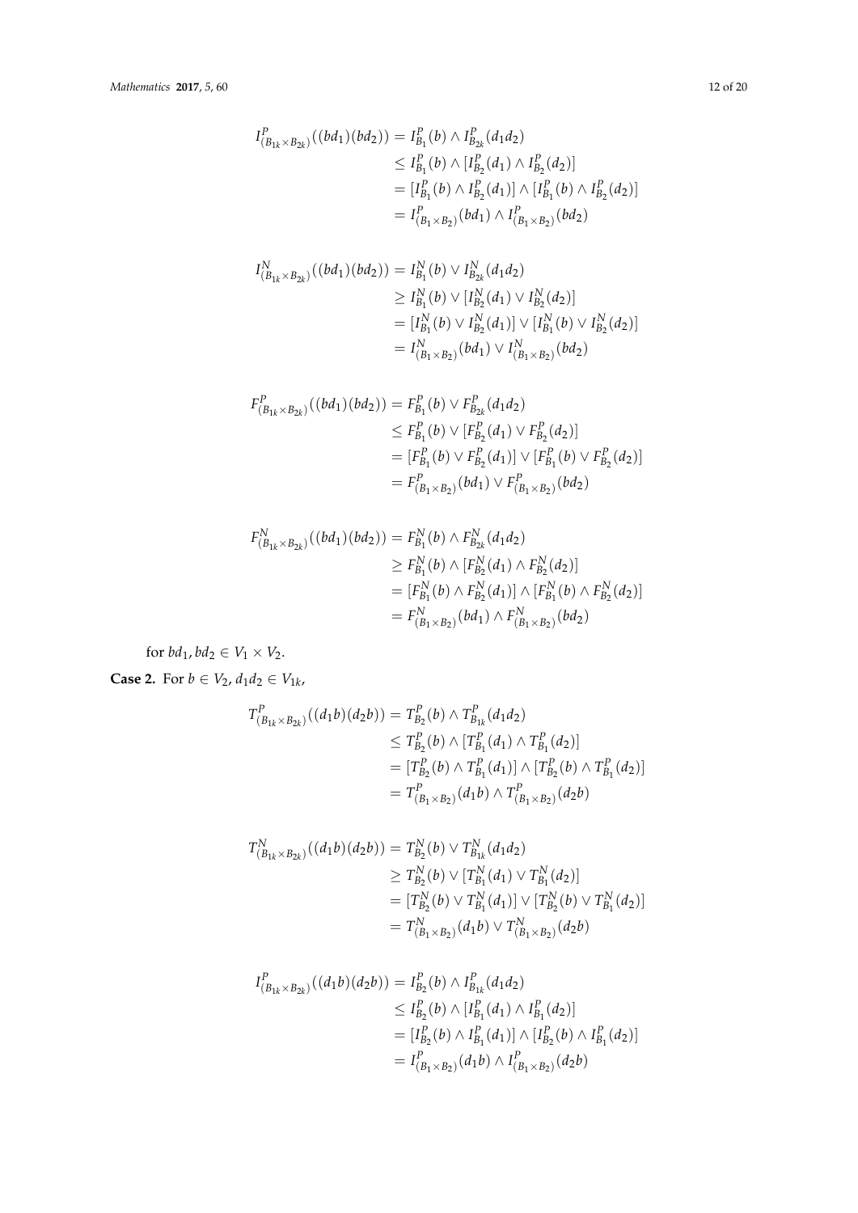$$
\begin{aligned}
I^{P}_{(B_{1k}\times B_{2k})}((bd_1)(bd_2)) &= I^{P}_{B_1}(b) \wedge I^{P}_{B_{2k}}(d_1d_2)\\
&\leq I^{P}_{B_1}(b) \wedge [I^{P}_{B_2}(d_1) \wedge I^{P}_{B_2}(d_2)]\\
&= [I^{P}_{B_1}(b) \wedge I^{P}_{B_2}(d_1)] \wedge [I^{P}_{B_1}(b) \wedge I^{P}_{B_2}(d_2)]\\
&= I^{P}_{(B_1\times B_2)}(bd_1) \wedge I^{P}_{(B_1\times B_2)}(bd_2)
\end{aligned}
$$

$$
\begin{aligned}
I^{N}_{(B_{1k}\times B_{2k})}((bd_1)(bd_2)) &= I^{N}_{B_1}(b) \vee I^{N}_{B_{2k}}(d_1d_2)\\
&\geq I^{N}_{B_1}(b) \vee [I^{N}_{B_2}(d_1) \vee I^{N}_{B_2}(d_2)]\\
&= [I^{N}_{B_1}(b) \vee I^{N}_{B_2}(d_1)] \vee [I^{N}_{B_1}(b) \vee I^{N}_{B_2}(d_2)]\\
&= I^{N}_{(B_1\times B_2)}(bd_1) \vee I^{N}_{(B_1\times B_2)}(bd_2)
\end{aligned}
$$

$$
\begin{aligned}
F^{P}_{(B_{1k}\times B_{2k})}((bd_1)(bd_2)) &= F^{P}_{B_1}(b) \vee F^{P}_{B_{2k}}(d_1d_2)\\
&\leq F^{P}_{B_1}(b) \vee [F^{P}_{B_2}(d_1) \vee F^{P}_{B_2}(d_2)]\\
&= [F^{P}_{B_1}(b) \vee F^{P}_{B_2}(d_1)] \vee [F^{P}_{B_1}(b) \vee F^{P}_{B_2}(d_2)]\\
&= F^{P}_{(B_1\times B_2)}(bd_1) \vee F^{P}_{(B_1\times B_2)}(bd_2)
\end{aligned}
$$

$$
\begin{aligned}
F^{N}_{(B_{1k}\times B_{2k})}((bd_1)(bd_2)) &= F^{N}_{B_1}(b) \wedge F^{N}_{B_{2k}}(d_1d_2)\\
&\geq F^{N}_{B_1}(b) \wedge [F^{N}_{B_2}(d_1) \wedge F^{N}_{B_2}(d_2)]\\
&= [F^{N}_{B_1}(b) \wedge F^{N}_{B_2}(d_1)] \wedge [F^{N}_{B_1}(b) \wedge F^{N}_{B_2}(d_2)]\\
&= F^{N}_{(B_1\times B_2)}(bd_1) \wedge F^{N}_{(B_1\times B_2)}(bd_2)
\end{aligned}
$$

for $bd_1, bd_2 \in V_1 \times V_2$.

**Case 2.** For $b \in V_2$, $d_1d_2 \in V_{1k}$,

$$
\begin{aligned}
T^{P}_{(B_{1k}\times B_{2k})}((d_1b)(d_2b)) &= T^{P}_{B_2}(b) \wedge T^{P}_{B_{1k}}(d_1d_2)\\
&\leq T^{P}_{B_2}(b) \wedge [T^{P}_{B_1}(d_1) \wedge T^{P}_{B_1}(d_2)]\\
&= [T^{P}_{B_2}(b) \wedge T^{P}_{B_1}(d_1)] \wedge [T^{P}_{B_2}(b) \wedge T^{P}_{B_1}(d_2)]\\
&= T^{P}_{(B_1\times B_2)}(d_1b) \wedge T^{P}_{(B_1\times B_2)}(d_2b)
\end{aligned}
$$

$$
\begin{aligned}
T^{N}_{(B_{1k}\times B_{2k})}((d_1b)(d_2b)) &= T^{N}_{B_2}(b) \vee T^{N}_{B_{1k}}(d_1d_2)\\
&\geq T^{N}_{B_2}(b) \vee [T^{N}_{B_1}(d_1) \vee T^{N}_{B_1}(d_2)]\\
&= [T^{N}_{B_2}(b) \vee T^{N}_{B_1}(d_1)] \vee [T^{N}_{B_2}(b) \vee T^{N}_{B_1}(d_2)]\\
&= T^{N}_{(B_1\times B_2)}(d_1b) \vee T^{N}_{(B_1\times B_2)}(d_2b)
\end{aligned}
$$

$$
\begin{aligned}
I^{P}_{(B_{1k}\times B_{2k})}((d_1b)(d_2b)) &= I^{P}_{B_2}(b) \wedge I^{P}_{B_{1k}}(d_1d_2)\\
&\leq I^{P}_{B_2}(b) \wedge [I^{P}_{B_1}(d_1) \wedge I^{P}_{B_1}(d_2)]\\
&= [I^{P}_{B_2}(b) \wedge I^{P}_{B_1}(d_1)] \wedge [I^{P}_{B_2}(b) \wedge I^{P}_{B_1}(d_2)]\\
&= I^{P}_{(B_1\times B_2)}(d_1b) \wedge I^{P}_{(B_1\times B_2)}(d_2b)
\end{aligned}
$$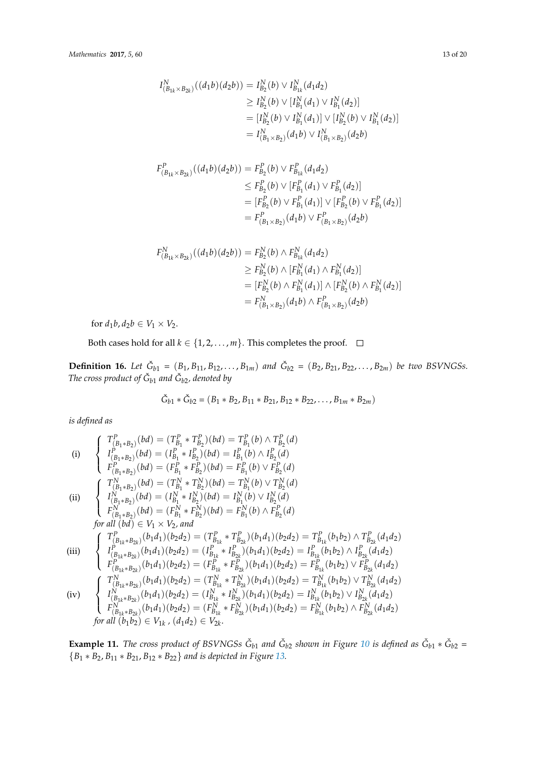$$
\begin{aligned}
I^N_{(B_{1k}\times B_{2k})}((d_1b)(d_2b)) &= I^N_{B_2}(b) \vee I^N_{B_{1k}}(d_1d_2) \\
&\geq I^N_{B_2}(b) \vee [I^N_{B_1}(d_1) \vee I^N_{B_1}(d_2)] \\
&= [I^N_{B_2}(b) \vee I^N_{B_1}(d_1)] \vee [I^N_{B_2}(b) \vee I^N_{B_1}(d_2)] \\
&= I^N_{(B_1\times B_2)}(d_1b) \vee I^N_{(B_1\times B_2)}(d_2b)
\end{aligned}
$$

$$
\begin{aligned}
F^P_{(B_{1k}\times B_{2k})}((d_1b)(d_2b)) &= F^P_{B_2}(b) \vee F^P_{B_{1k}}(d_1d_2) \\
&\leq F^P_{B_2}(b) \vee [F^P_{B_1}(d_1) \vee F^P_{B_1}(d_2)] \\
&= [F^P_{B_2}(b) \vee F^P_{B_1}(d_1)] \vee [F^P_{B_2}(b) \vee F^P_{B_1}(d_2)] \\
&= F^P_{(B_1\times B_2)}(d_1b) \vee F^P_{(B_1\times B_2)}(d_2b)
\end{aligned}
$$

$$
\begin{aligned}
F^N_{(B_{1k}\times B_{2k})}((d_1b)(d_2b)) &= F^N_{B_2}(b) \wedge F^N_{B_{1k}}(d_1d_2) \\
&\geq F^N_{B_2}(b) \wedge [F^N_{B_1}(d_1) \wedge F^N_{B_1}(d_2)] \\
&= [F^N_{B_2}(b) \wedge F^N_{B_1}(d_1)] \wedge [F^N_{B_2}(b) \wedge F^N_{B_1}(d_2)] \\
&= F^N_{(B_1\times B_2)}(d_1b) \wedge F^P_{(B_1\times B_2)}(d_2b)
\end{aligned}
$$

for $d_1b, d_2b \in V_1 \times V_2$.

Both cases hold for all $k \in \{1, 2, \ldots, m\}$. This completes the proof. □

**Definition 16.** *Let $\check{G}_{b1} = (B_1, B_{11}, B_{12}, \ldots, B_{1m})$ and $\check{G}_{b2} = (B_2, B_{21}, B_{22}, \ldots, B_{2m})$ be two BSVNGSs. The cross product of $\check{G}_{b1}$ and $\check{G}_{b2}$, denoted by*

$$
\check{G}_{b1} * \check{G}_{b2} = (B_1 * B_2, B_{11} * B_{21}, B_{12} * B_{22}, \ldots, B_{1m} * B_{2m})
$$

*is defined as*

$$
\text{(i)} \quad
\begin{cases}
T^P_{(B_1*B_2)}(bd) = (T^P_{B_1} * T^P_{B_2})(bd) = T^P_{B_1}(b) \wedge T^P_{B_2}(d) \\
I^P_{(B_1*B_2)}(bd) = (I^P_{B_1} * I^P_{B_2})(bd) = I^P_{B_1}(b) \wedge I^P_{B_2}(d) \\
F^P_{(B_1*B_2)}(bd) = (F^P_{B_1} * F^P_{B_2})(bd) = F^P_{B_1}(b) \vee F^P_{B_2}(d)
\end{cases}
$$

$$
\text{(ii)} \quad
\begin{cases}
T^N_{(B_1*B_2)}(bd) = (T^N_{B_1} * T^N_{B_2})(bd) = T^N_{B_1}(b) \vee T^N_{B_2}(d) \\
I^N_{(B_1*B_2)}(bd) = (I^N_{B_1} * I^N_{B_2})(bd) = I^N_{B_1}(b) \vee I^N_{B_2}(d) \\
F^N_{(B_1*B_2)}(bd) = (F^N_{B_1} * F^N_{B_2})(bd) = F^N_{B_1}(b) \wedge F^P_{B_2}(d)
\end{cases}
$$

*for all $(bd) \in V_1 \times V_2$, and*

$$
\text{(iii)} \quad
\begin{cases}
T^P_{(B_{1k}*B_{2k})}(b_1d_1)(b_2d_2) = (T^P_{B_{1k}} * T^P_{B_{2k}})(b_1d_1)(b_2d_2) = T^P_{B_{1k}}(b_1b_2) \wedge T^P_{B_{2k}}(d_1d_2) \\
I^P_{(B_{1k}*B_{2k})}(b_1d_1)(b_2d_2) = (I^P_{B_{1k}} * I^P_{B_{2k}})(b_1d_1)(b_2d_2) = I^P_{B_{1k}}(b_1b_2) \wedge I^P_{B_{2k}}(d_1d_2) \\
F^P_{(B_{1k}*B_{2k})}(b_1d_1)(b_2d_2) = (F^P_{B_{1k}} * F^P_{B_{2k}})(b_1d_1)(b_2d_2) = F^P_{B_{1k}}(b_1b_2) \vee F^P_{B_{2k}}(d_1d_2)
\end{cases}
$$

$$
\text{(iv)} \quad
\begin{cases}
T^N_{(B_{1k}*B_{2k})}(b_1d_1)(b_2d_2) = (T^N_{B_{1k}} * T^N_{B_{2k}})(b_1d_1)(b_2d_2) = T^N_{B_{1k}}(b_1b_2) \vee T^N_{B_{2k}}(d_1d_2) \\
I^N_{(B_{1k}*B_{2k})}(b_1d_1)(b_2d_2) = (I^N_{B_{1k}} * I^N_{B_{2k}})(b_1d_1)(b_2d_2) = I^N_{B_{1k}}(b_1b_2) \vee I^N_{B_{2k}}(d_1d_2) \\
F^N_{(B_{1k}*B_{2k})}(b_1d_1)(b_2d_2) = (F^N_{B_{1k}} * F^N_{B_{2k}})(b_1d_1)(b_2d_2) = F^N_{B_{1k}}(b_1b_2) \wedge F^N_{B_{2k}}(d_1d_2)
\end{cases}
$$

*for all $(b_1b_2) \in V_{1k}$, $(d_1d_2) \in V_{2k}$.*

**Example 11.** *The cross product of BSVNGSs $\check{G}_{b1}$ and $\check{G}_{b2}$ shown in Figure 10 is defined as $\check{G}_{b1} * \check{G}_{b2} = \{B_1 * B_2, B_{11} * B_{21}, B_{12} * B_{22}\}$ and is depicted in Figure 13.*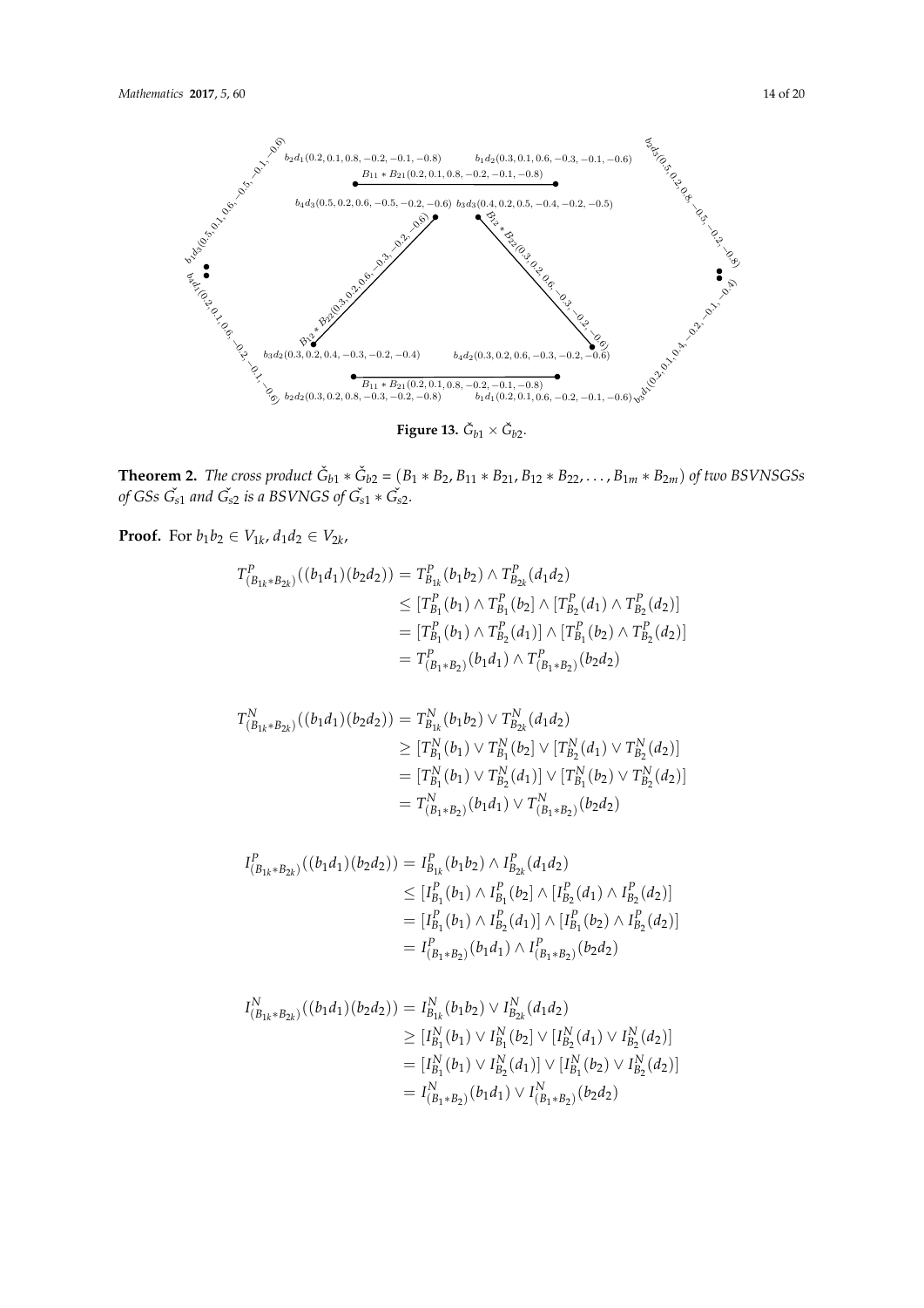Figure 13. $\check{G}_{b1} \times \check{G}_{b2}$.

**Theorem 2.** *The cross product $\check{G}_{b1} * \check{G}_{b2} = (B_1 * B_2, B_{11} * B_{21}, B_{12} * B_{22}, \ldots, B_{1m} * B_{2m})$ of two BSVNSGSs of GSs $\check{G_{s1}}$ and $\check{G_{s2}}$ is a BSVNGS of $\check{G_{s1}} * \check{G_{s2}}$.*

**Proof.** For $b_1b_2 \in V_{1k}$, $d_1d_2 \in V_{2k}$,

$$
\begin{aligned}
T^P_{(B_{1k}*B_{2k})}((b_1d_1)(b_2d_2)) &= T^P_{B_{1k}}(b_1b_2) \wedge T^P_{B_{2k}}(d_1d_2) \\
&\leq [T^P_{B_1}(b_1) \wedge T^P_{B_1}(b_2] \wedge [T^P_{B_2}(d_1) \wedge T^P_{B_2}(d_2)] \\
&= [T^P_{B_1}(b_1) \wedge T^P_{B_2}(d_1)] \wedge [T^P_{B_1}(b_2) \wedge T^P_{B_2}(d_2)] \\
&= T^P_{(B_1*B_2)}(b_1d_1) \wedge T^P_{(B_1*B_2)}(b_2d_2)
\end{aligned}
$$

$$
\begin{aligned}
T^N_{(B_{1k}*B_{2k})}((b_1d_1)(b_2d_2)) &= T^N_{B_{1k}}(b_1b_2) \vee T^N_{B_{2k}}(d_1d_2) \\
&\geq [T^N_{B_1}(b_1) \vee T^N_{B_1}(b_2] \vee [T^N_{B_2}(d_1) \vee T^N_{B_2}(d_2)] \\
&= [T^N_{B_1}(b_1) \vee T^N_{B_2}(d_1)] \vee [T^N_{B_1}(b_2) \vee T^N_{B_2}(d_2)] \\
&= T^N_{(B_1*B_2)}(b_1d_1) \vee T^N_{(B_1*B_2)}(b_2d_2)
\end{aligned}
$$

$$
\begin{aligned}
I^P_{(B_{1k}*B_{2k})}((b_1d_1)(b_2d_2)) &= I^P_{B_{1k}}(b_1b_2) \wedge I^P_{B_{2k}}(d_1d_2) \\
&\leq [I^P_{B_1}(b_1) \wedge I^P_{B_1}(b_2] \wedge [I^P_{B_2}(d_1) \wedge I^P_{B_2}(d_2)] \\
&= [I^P_{B_1}(b_1) \wedge I^P_{B_2}(d_1)] \wedge [I^P_{B_1}(b_2) \wedge I^P_{B_2}(d_2)] \\
&= I^P_{(B_1*B_2)}(b_1d_1) \wedge I^P_{(B_1*B_2)}(b_2d_2)
\end{aligned}
$$

$$
\begin{aligned}
I^N_{(B_{1k}*B_{2k})}((b_1d_1)(b_2d_2)) &= I^N_{B_{1k}}(b_1b_2) \vee I^N_{B_{2k}}(d_1d_2) \\
&\geq [I^N_{B_1}(b_1) \vee I^N_{B_1}(b_2] \vee [I^N_{B_2}(d_1) \vee I^N_{B_2}(d_2)] \\
&= [I^N_{B_1}(b_1) \vee I^N_{B_2}(d_1)] \vee [I^N_{B_1}(b_2) \vee I^N_{B_2}(d_2)] \\
&= I^N_{(B_1*B_2)}(b_1d_1) \vee I^N_{(B_1*B_2)}(b_2d_2)
\end{aligned}
$$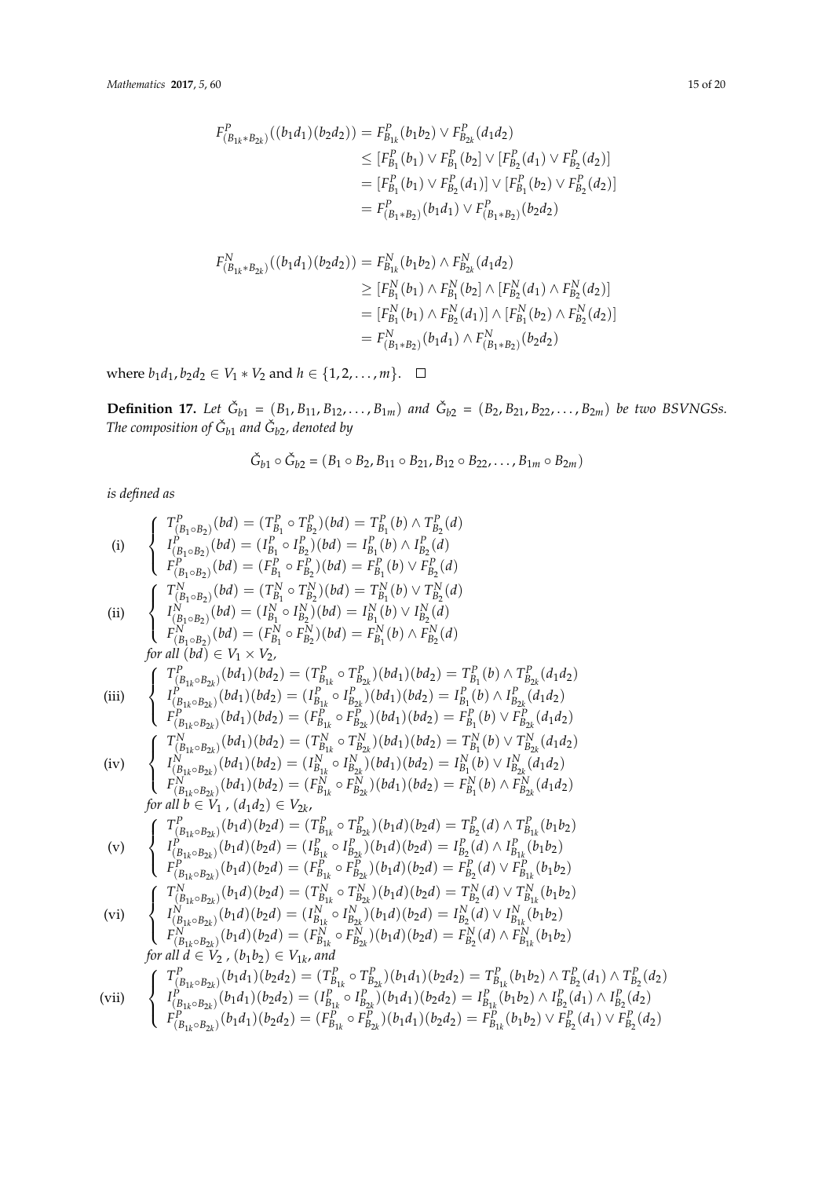$$
\begin{aligned}
F^P_{(B_{1k}*B_{2k})}((b_1d_1)(b_2d_2)) &= F^P_{B_{1k}}(b_1b_2) \vee F^P_{B_{2k}}(d_1d_2) \\
&\leq [F^P_{B_1}(b_1) \vee F^P_{B_1}(b_2] \vee [F^P_{B_2}(d_1) \vee F^P_{B_2}(d_2)] \\
&= [F^P_{B_1}(b_1) \vee F^P_{B_2}(d_1)] \vee [F^P_{B_1}(b_2) \vee F^P_{B_2}(d_2)] \\
&= F^P_{(B_1*B_2)}(b_1d_1) \vee F^P_{(B_1*B_2)}(b_2d_2)
\end{aligned}
$$

$$
\begin{aligned}
F^N_{(B_{1k}*B_{2k})}((b_1d_1)(b_2d_2)) &= F^N_{B_{1k}}(b_1b_2) \wedge F^N_{B_{2k}}(d_1d_2) \\
&\geq [F^N_{B_1}(b_1) \wedge F^N_{B_1}(b_2] \wedge [F^N_{B_2}(d_1) \wedge F^N_{B_2}(d_2)] \\
&= [F^N_{B_1}(b_1) \wedge F^N_{B_2}(d_1)] \wedge [F^N_{B_1}(b_2) \wedge F^N_{B_2}(d_2)] \\
&= F^N_{(B_1*B_2)}(b_1d_1) \wedge F^N_{(B_1*B_2)}(b_2d_2)
\end{aligned}
$$

where $b_1d_1, b_2d_2 \in V_1 * V_2$ and $h \in \{1, 2, \ldots, m\}$. □

**Definition 17.** *Let $\check{G}_{b1} = (B_1, B_{11}, B_{12}, \ldots, B_{1m})$ and $\check{G}_{b2} = (B_2, B_{21}, B_{22}, \ldots, B_{2m})$ be two BSVNGSs. The composition of $\check{G}_{b1}$ and $\check{G}_{b2}$, denoted by*

$$\check{G}_{b1} \circ \check{G}_{b2} = (B_1 \circ B_2, B_{11} \circ B_{21}, B_{12} \circ B_{22}, \ldots, B_{1m} \circ B_{2m})$$

*is defined as*

$$
\text{(i)} \quad \begin{cases}
T^P_{(B_1 \circ B_2)}(bd) = (T^P_{B_1} \circ T^P_{B_2})(bd) = T^P_{B_1}(b) \wedge T^P_{B_2}(d) \\
I^P_{(B_1 \circ B_2)}(bd) = (I^P_{B_1} \circ I^P_{B_2})(bd) = I^P_{B_1}(b) \wedge I^P_{B_2}(d) \\
F^P_{(B_1 \circ B_2)}(bd) = (F^P_{B_1} \circ F^P_{B_2})(bd) = F^P_{B_1}(b) \vee F^P_{B_2}(d)
\end{cases}
$$

$$
\text{(ii)} \quad \begin{cases}
T^N_{(B_1 \circ B_2)}(bd) = (T^N_{B_1} \circ T^N_{B_2})(bd) = T^N_{B_1}(b) \vee T^N_{B_2}(d) \\
I^N_{(B_1 \circ B_2)}(bd) = (I^N_{B_1} \circ I^N_{B_2})(bd) = I^N_{B_1}(b) \vee I^N_{B_2}(d) \\
F^N_{(B_1 \circ B_2)}(bd) = (F^N_{B_1} \circ F^N_{B_2})(bd) = F^N_{B_1}(b) \wedge F^N_{B_2}(d)
\end{cases}
$$

*for all* $(bd) \in V_1 \times V_2$,

$$
\text{(iii)} \quad \begin{cases}
T^P_{(B_{1k} \circ B_{2k})}(bd_1)(bd_2) = (T^P_{B_{1k}} \circ T^P_{B_{2k}})(bd_1)(bd_2) = T^P_{B_1}(b) \wedge T^P_{B_{2k}}(d_1d_2) \\
I^P_{(B_{1k} \circ B_{2k})}(bd_1)(bd_2) = (I^P_{B_{1k}} \circ I^P_{B_{2k}})(bd_1)(bd_2) = I^P_{B_1}(b) \wedge I^P_{B_{2k}}(d_1d_2) \\
F^P_{(B_{1k} \circ B_{2k})}(bd_1)(bd_2) = (F^P_{B_{1k}} \circ F^P_{B_{2k}})(bd_1)(bd_2) = F^P_{B_1}(b) \vee F^P_{B_{2k}}(d_1d_2)
\end{cases}
$$

$$
\text{(iv)} \quad \begin{cases}
T^N_{(B_{1k} \circ B_{2k})}(bd_1)(bd_2) = (T^N_{B_{1k}} \circ T^N_{B_{2k}})(bd_1)(bd_2) = T^N_{B_1}(b) \vee T^N_{B_{2k}}(d_1d_2) \\
I^N_{(B_{1k} \circ B_{2k})}(bd_1)(bd_2) = (I^N_{B_{1k}} \circ I^N_{B_{2k}})(bd_1)(bd_2) = I^N_{B_1}(b) \vee I^N_{B_{2k}}(d_1d_2) \\
F^N_{(B_{1k} \circ B_{2k})}(bd_1)(bd_2) = (F^N_{B_{1k}} \circ F^N_{B_{2k}})(bd_1)(bd_2) = F^N_{B_1}(b) \wedge F^N_{B_{2k}}(d_1d_2)
\end{cases}
$$

*for all* $b \in V_1$, $(d_1d_2) \in V_{2k}$,

$$
\text{(v)} \quad \begin{cases}
T^P_{(B_{1k} \circ B_{2k})}(b_1d)(b_2d) = (T^P_{B_{1k}} \circ T^P_{B_{2k}})(b_1d)(b_2d) = T^P_{B_2}(d) \wedge T^P_{B_{1k}}(b_1b_2) \\
I^P_{(B_{1k} \circ B_{2k})}(b_1d)(b_2d) = (I^P_{B_{1k}} \circ I^P_{B_{2k}})(b_1d)(b_2d) = I^P_{B_2}(d) \wedge I^P_{B_{1k}}(b_1b_2) \\
F^P_{(B_{1k} \circ B_{2k})}(b_1d)(b_2d) = (F^P_{B_{1k}} \circ F^P_{B_{2k}})(b_1d)(b_2d) = F^P_{B_2}(d) \vee F^P_{B_{1k}}(b_1b_2)
\end{cases}
$$

$$
\text{(vi)} \quad \begin{cases}
T^N_{(B_{1k} \circ B_{2k})}(b_1d)(b_2d) = (T^N_{B_{1k}} \circ T^N_{B_{2k}})(b_1d)(b_2d) = T^N_{B_2}(d) \vee T^N_{B_{1k}}(b_1b_2) \\
I^N_{(B_{1k} \circ B_{2k})}(b_1d)(b_2d) = (I^N_{B_{1k}} \circ I^N_{B_{2k}})(b_1d)(b_2d) = I^N_{B_2}(d) \vee I^N_{B_{1k}}(b_1b_2) \\
F^N_{(B_{1k} \circ B_{2k})}(b_1d)(b_2d) = (F^N_{B_{1k}} \circ F^N_{B_{2k}})(b_1d)(b_2d) = F^N_{B_2}(d) \wedge F^N_{B_{1k}}(b_1b_2)
\end{cases}
$$

*for all* $d \in V_2$, $(b_1b_2) \in V_{1k}$, *and*

$$
\text{(vii)} \quad \begin{cases}
T^P_{(B_{1k} \circ B_{2k})}(b_1d_1)(b_2d_2) = (T^P_{B_{1k}} \circ T^P_{B_{2k}})(b_1d_1)(b_2d_2) = T^P_{B_{1k}}(b_1b_2) \wedge T^P_{B_2}(d_1) \wedge T^P_{B_2}(d_2) \\
I^P_{(B_{1k} \circ B_{2k})}(b_1d_1)(b_2d_2) = (I^P_{B_{1k}} \circ I^P_{B_{2k}})(b_1d_1)(b_2d_2) = I^P_{B_{1k}}(b_1b_2) \wedge I^P_{B_2}(d_1) \wedge I^P_{B_2}(d_2) \\
F^P_{(B_{1k} \circ B_{2k})}(b_1d_1)(b_2d_2) = (F^P_{B_{1k}} \circ F^P_{B_{2k}})(b_1d_1)(b_2d_2) = F^P_{B_{1k}}(b_1b_2) \vee F^P_{B_2}(d_1) \vee F^P_{B_2}(d_2)
\end{cases}
$$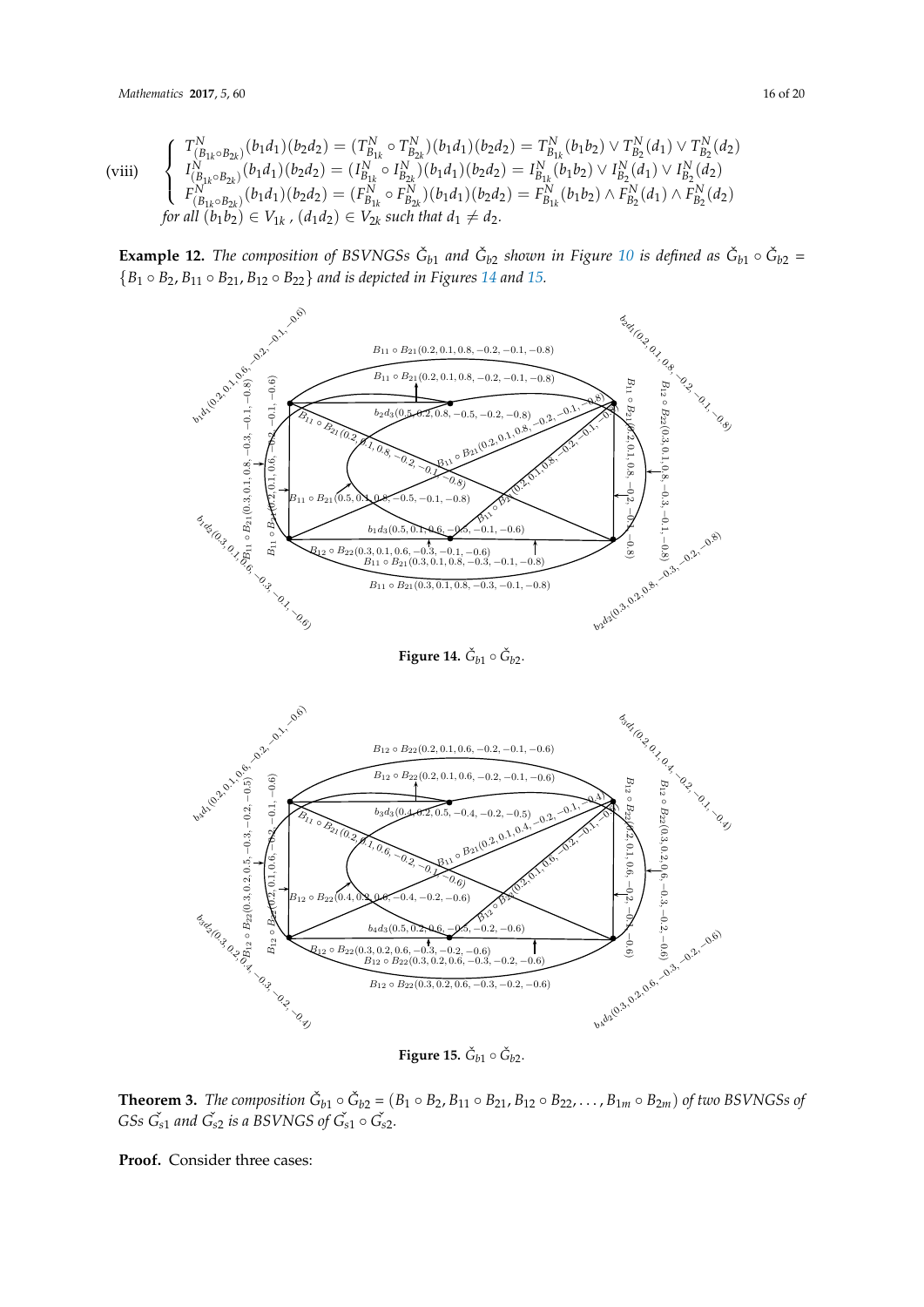(viii)
$$\begin{cases} T^N_{(B_{1k}\circ B_{2k})}(b_1d_1)(b_2d_2) = (T^N_{B_{1k}} \circ T^N_{B_{2k}})(b_1d_1)(b_2d_2) = T^N_{B_{1k}}(b_1b_2) \vee T^N_{B_2}(d_1) \vee T^N_{B_2}(d_2) \\ I^N_{(B_{1k}\circ B_{2k})}(b_1d_1)(b_2d_2) = (I^N_{B_{1k}} \circ I^N_{B_{2k}})(b_1d_1)(b_2d_2) = I^N_{B_{1k}}(b_1b_2) \vee I^N_{B_2}(d_1) \vee I^N_{B_2}(d_2) \\ F^N_{(B_{1k}\circ B_{2k})}(b_1d_1)(b_2d_2) = (F^N_{B_{1k}} \circ F^N_{B_{2k}})(b_1d_1)(b_2d_2) = F^N_{B_{1k}}(b_1b_2) \wedge F^N_{B_2}(d_1) \wedge F^N_{B_2}(d_2) \end{cases}$$
*for all* $(b_1b_2) \in V_{1k}$ , $(d_1d_2) \in V_{2k}$ *such that* $d_1 \neq d_2$.

**Example 12.** *The composition of BSVNGSs* $\check{G}_{b1}$ *and* $\check{G}_{b2}$ *shown in Figure 10 is defined as* $\check{G}_{b1} \circ \check{G}_{b2} = \{B_1 \circ B_2, B_{11} \circ B_{21}, B_{12} \circ B_{22}\}$ *and is depicted in Figures 14 and 15.*

**Figure 14.** $\check{G}_{b1} \circ \check{G}_{b2}$.

**Figure 15.** $\check{G}_{b1} \circ \check{G}_{b2}$.

**Theorem 3.** *The composition* $\check{G}_{b1} \circ \check{G}_{b2} = (B_1 \circ B_2, B_{11} \circ B_{21}, B_{12} \circ B_{22}, \ldots, B_{1m} \circ B_{2m})$ *of two BSVNGSs of GSs* $\check{G_{s1}}$ *and* $\check{G_{s2}}$ *is a BSVNGS of* $\check{G_{s1}} \circ \check{G_{s2}}$.

**Proof.** Consider three cases: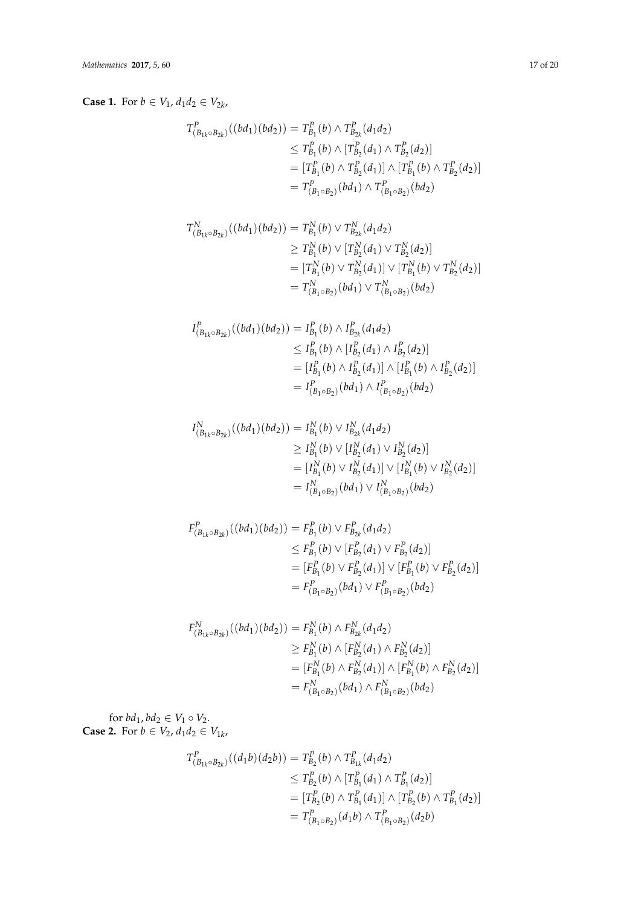**Case 1.** For $b \in V_1$, $d_1d_2 \in V_{2k}$,

$$\begin{aligned} T^P_{(B_{1k} \circ B_{2k})}((bd_1)(bd_2)) &= T^P_{B_1}(b) \wedge T^P_{B_{2k}}(d_1d_2) \\ &\leq T^P_{B_1}(b) \wedge [T^P_{B_2}(d_1) \wedge T^P_{B_2}(d_2)] \\ &= [T^P_{B_1}(b) \wedge T^P_{B_2}(d_1)] \wedge [T^P_{B_1}(b) \wedge T^P_{B_2}(d_2)] \\ &= T^P_{(B_1 \circ B_2)}(bd_1) \wedge T^P_{(B_1 \circ B_2)}(bd_2) \end{aligned}$$

$$\begin{aligned} T^N_{(B_{1k} \circ B_{2k})}((bd_1)(bd_2)) &= T^N_{B_1}(b) \vee T^N_{B_{2k}}(d_1d_2) \\ &\geq T^N_{B_1}(b) \vee [T^N_{B_2}(d_1) \vee T^N_{B_2}(d_2)] \\ &= [T^N_{B_1}(b) \vee T^N_{B_2}(d_1)] \vee [T^N_{B_1}(b) \vee T^N_{B_2}(d_2)] \\ &= T^N_{(B_1 \circ B_2)}(bd_1) \vee T^N_{(B_1 \circ B_2)}(bd_2) \end{aligned}$$

$$\begin{aligned} I^P_{(B_{1k} \circ B_{2k})}((bd_1)(bd_2)) &= I^P_{B_1}(b) \wedge I^P_{B_{2k}}(d_1d_2) \\ &\leq I^P_{B_1}(b) \wedge [I^P_{B_2}(d_1) \wedge I^P_{B_2}(d_2)] \\ &= [I^P_{B_1}(b) \wedge I^P_{B_2}(d_1)] \wedge [I^P_{B_1}(b) \wedge I^P_{B_2}(d_2)] \\ &= I^P_{(B_1 \circ B_2)}(bd_1) \wedge I^P_{(B_1 \circ B_2)}(bd_2) \end{aligned}$$

$$\begin{aligned} I^N_{(B_{1k} \circ B_{2k})}((bd_1)(bd_2)) &= I^N_{B_1}(b) \vee I^N_{B_{2k}}(d_1d_2) \\ &\geq I^N_{B_1}(b) \vee [I^N_{B_2}(d_1) \vee I^N_{B_2}(d_2)] \\ &= [I^N_{B_1}(b) \vee I^N_{B_2}(d_1)] \vee [I^N_{B_1}(b) \vee I^N_{B_2}(d_2)] \\ &= I^N_{(B_1 \circ B_2)}(bd_1) \vee I^N_{(B_1 \circ B_2)}(bd_2) \end{aligned}$$

$$\begin{aligned} F^P_{(B_{1k} \circ B_{2k})}((bd_1)(bd_2)) &= F^P_{B_1}(b) \vee F^P_{B_{2k}}(d_1d_2) \\ &\leq F^P_{B_1}(b) \vee [F^P_{B_2}(d_1) \vee F^P_{B_2}(d_2)] \\ &= [F^P_{B_1}(b) \vee F^P_{B_2}(d_1)] \vee [F^P_{B_1}(b) \vee F^P_{B_2}(d_2)] \\ &= F^P_{(B_1 \circ B_2)}(bd_1) \vee F^P_{(B_1 \circ B_2)}(bd_2) \end{aligned}$$

$$\begin{aligned} F^N_{(B_{1k} \circ B_{2k})}((bd_1)(bd_2)) &= F^N_{B_1}(b) \wedge F^N_{B_{2k}}(d_1d_2) \\ &\geq F^N_{B_1}(b) \wedge [F^N_{B_2}(d_1) \wedge F^N_{B_2}(d_2)] \\ &= [F^N_{B_1}(b) \wedge F^N_{B_2}(d_1)] \wedge [F^N_{B_1}(b) \wedge F^N_{B_2}(d_2)] \\ &= F^N_{(B_1 \circ B_2)}(bd_1) \wedge F^N_{(B_1 \circ B_2)}(bd_2) \end{aligned}$$

for $bd_1, bd_2 \in V_1 \circ V_2$.

**Case 2.** For $b \in V_2$, $d_1d_2 \in V_{1k}$,

$$\begin{aligned} T^P_{(B_{1k} \circ B_{2k})}((d_1b)(d_2b)) &= T^P_{B_2}(b) \wedge T^P_{B_{1k}}(d_1d_2) \\ &\leq T^P_{B_2}(b) \wedge [T^P_{B_1}(d_1) \wedge T^P_{B_1}(d_2)] \\ &= [T^P_{B_2}(b) \wedge T^P_{B_1}(d_1)] \wedge [T^P_{B_2}(b) \wedge T^P_{B_1}(d_2)] \\ &= T^P_{(B_1 \circ B_2)}(d_1b) \wedge T^P_{(B_1 \circ B_2)}(d_2b) \end{aligned}$$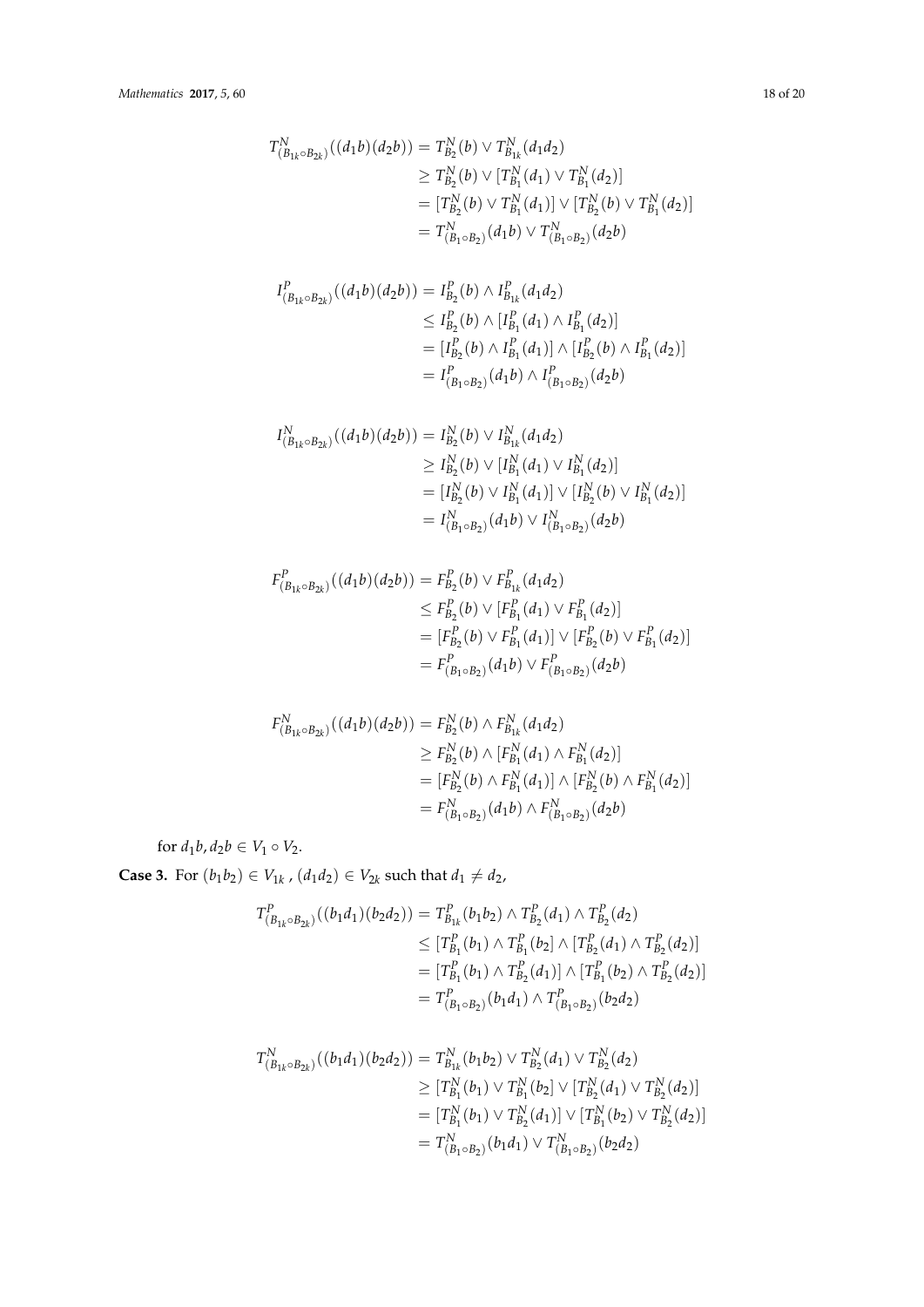$$
\begin{aligned}
T^N_{(B_{1k}\circ B_{2k})}((d_1b)(d_2b)) &= T^N_{B_2}(b) \vee T^N_{B_{1k}}(d_1d_2) \\
&\geq T^N_{B_2}(b) \vee [T^N_{B_1}(d_1) \vee T^N_{B_1}(d_2)] \\
&= [T^N_{B_2}(b) \vee T^N_{B_1}(d_1)] \vee [T^N_{B_2}(b) \vee T^N_{B_1}(d_2)] \\
&= T^N_{(B_1\circ B_2)}(d_1b) \vee T^N_{(B_1\circ B_2)}(d_2b)
\end{aligned}
$$

$$
\begin{aligned}
I^P_{(B_{1k}\circ B_{2k})}((d_1b)(d_2b)) &= I^P_{B_2}(b) \wedge I^P_{B_{1k}}(d_1d_2) \\
&\leq I^P_{B_2}(b) \wedge [I^P_{B_1}(d_1) \wedge I^P_{B_1}(d_2)] \\
&= [I^P_{B_2}(b) \wedge I^P_{B_1}(d_1)] \wedge [I^P_{B_2}(b) \wedge I^P_{B_1}(d_2)] \\
&= I^P_{(B_1\circ B_2)}(d_1b) \wedge I^P_{(B_1\circ B_2)}(d_2b)
\end{aligned}
$$

$$
\begin{aligned}
I^N_{(B_{1k}\circ B_{2k})}((d_1b)(d_2b)) &= I^N_{B_2}(b) \vee I^N_{B_{1k}}(d_1d_2) \\
&\geq I^N_{B_2}(b) \vee [I^N_{B_1}(d_1) \vee I^N_{B_1}(d_2)] \\
&= [I^N_{B_2}(b) \vee I^N_{B_1}(d_1)] \vee [I^N_{B_2}(b) \vee I^N_{B_1}(d_2)] \\
&= I^N_{(B_1\circ B_2)}(d_1b) \vee I^N_{(B_1\circ B_2)}(d_2b)
\end{aligned}
$$

$$
\begin{aligned}
F^P_{(B_{1k}\circ B_{2k})}((d_1b)(d_2b)) &= F^P_{B_2}(b) \vee F^P_{B_{1k}}(d_1d_2) \\
&\leq F^P_{B_2}(b) \vee [F^P_{B_1}(d_1) \vee F^P_{B_1}(d_2)] \\
&= [F^P_{B_2}(b) \vee F^P_{B_1}(d_1)] \vee [F^P_{B_2}(b) \vee F^P_{B_1}(d_2)] \\
&= F^P_{(B_1\circ B_2)}(d_1b) \vee F^P_{(B_1\circ B_2)}(d_2b)
\end{aligned}
$$

$$
\begin{aligned}
F^N_{(B_{1k}\circ B_{2k})}((d_1b)(d_2b)) &= F^N_{B_2}(b) \wedge F^N_{B_{1k}}(d_1d_2) \\
&\geq F^N_{B_2}(b) \wedge [F^N_{B_1}(d_1) \wedge F^N_{B_1}(d_2)] \\
&= [F^N_{B_2}(b) \wedge F^N_{B_1}(d_1)] \wedge [F^N_{B_2}(b) \wedge F^N_{B_1}(d_2)] \\
&= F^N_{(B_1\circ B_2)}(d_1b) \wedge F^N_{(B_1\circ B_2)}(d_2b)
\end{aligned}
$$

for $d_1b, d_2b \in V_1 \circ V_2$.

**Case 3.** For $(b_1b_2) \in V_{1k}$ , $(d_1d_2) \in V_{2k}$ such that $d_1 \neq d_2$,

$$
\begin{aligned}
T^P_{(B_{1k}\circ B_{2k})}((b_1d_1)(b_2d_2)) &= T^P_{B_{1k}}(b_1b_2) \wedge T^P_{B_2}(d_1) \wedge T^P_{B_2}(d_2) \\
&\leq [T^P_{B_1}(b_1) \wedge T^P_{B_1}(b_2] \wedge [T^P_{B_2}(d_1) \wedge T^P_{B_2}(d_2)] \\
&= [T^P_{B_1}(b_1) \wedge T^P_{B_2}(d_1)] \wedge [T^P_{B_1}(b_2) \wedge T^P_{B_2}(d_2)] \\
&= T^P_{(B_1\circ B_2)}(b_1d_1) \wedge T^P_{(B_1\circ B_2)}(b_2d_2)
\end{aligned}
$$

$$
\begin{aligned}
T^N_{(B_{1k}\circ B_{2k})}((b_1d_1)(b_2d_2)) &= T^N_{B_{1k}}(b_1b_2) \vee T^N_{B_2}(d_1) \vee T^N_{B_2}(d_2) \\
&\geq [T^N_{B_1}(b_1) \vee T^N_{B_1}(b_2] \vee [T^N_{B_2}(d_1) \vee T^N_{B_2}(d_2)] \\
&= [T^N_{B_1}(b_1) \vee T^N_{B_2}(d_1)] \vee [T^N_{B_1}(b_2) \vee T^N_{B_2}(d_2)] \\
&= T^N_{(B_1\circ B_2)}(b_1d_1) \vee T^N_{(B_1\circ B_2)}(b_2d_2)
\end{aligned}
$$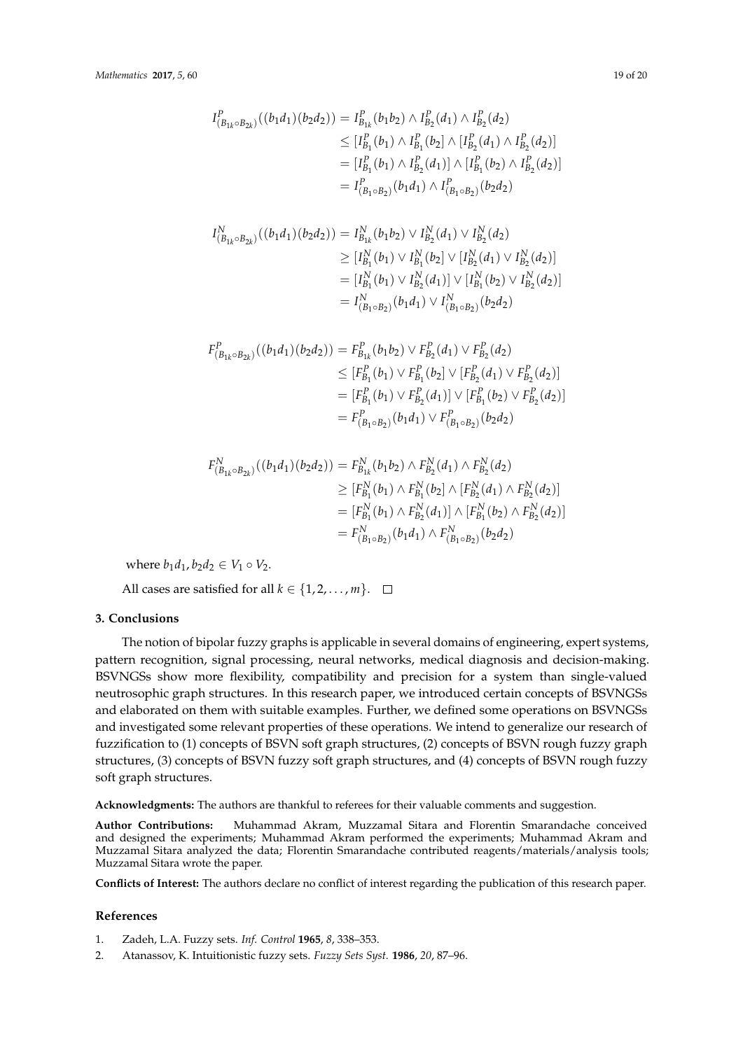$$
\begin{aligned}
I^P_{(B_{1k}\circ B_{2k})}((b_1d_1)(b_2d_2)) &= I^P_{B_{1k}}(b_1b_2)\wedge I^P_{B_2}(d_1)\wedge I^P_{B_2}(d_2)\\
&\leq [I^P_{B_1}(b_1)\wedge I^P_{B_1}(b_2]\wedge [I^P_{B_2}(d_1)\wedge I^P_{B_2}(d_2)]\\
&= [I^P_{B_1}(b_1)\wedge I^P_{B_2}(d_1)]\wedge [I^P_{B_1}(b_2)\wedge I^P_{B_2}(d_2)]\\
&= I^P_{(B_1\circ B_2)}(b_1d_1)\wedge I^P_{(B_1\circ B_2)}(b_2d_2)
\end{aligned}
$$

$$
\begin{aligned}
I^N_{(B_{1k}\circ B_{2k})}((b_1d_1)(b_2d_2)) &= I^N_{B_{1k}}(b_1b_2)\vee I^N_{B_2}(d_1)\vee I^N_{B_2}(d_2)\\
&\geq [I^N_{B_1}(b_1)\vee I^N_{B_1}(b_2]\vee [I^N_{B_2}(d_1)\vee I^N_{B_2}(d_2)]\\
&= [I^N_{B_1}(b_1)\vee I^N_{B_2}(d_1)]\vee [I^N_{B_1}(b_2)\vee I^N_{B_2}(d_2)]\\
&= I^N_{(B_1\circ B_2)}(b_1d_1)\vee I^N_{(B_1\circ B_2)}(b_2d_2)
\end{aligned}
$$

$$
\begin{aligned}
F^P_{(B_{1k}\circ B_{2k})}((b_1d_1)(b_2d_2)) &= F^P_{B_{1k}}(b_1b_2)\vee F^P_{B_2}(d_1)\vee F^P_{B_2}(d_2)\\
&\leq [F^P_{B_1}(b_1)\vee F^P_{B_1}(b_2]\vee [F^P_{B_2}(d_1)\vee F^P_{B_2}(d_2)]\\
&= [F^P_{B_1}(b_1)\vee F^P_{B_2}(d_1)]\vee [F^P_{B_1}(b_2)\vee F^P_{B_2}(d_2)]\\
&= F^P_{(B_1\circ B_2)}(b_1d_1)\vee F^P_{(B_1\circ B_2)}(b_2d_2)
\end{aligned}
$$

$$
\begin{aligned}
F^N_{(B_{1k}\circ B_{2k})}((b_1d_1)(b_2d_2)) &= F^N_{B_{1k}}(b_1b_2)\wedge F^N_{B_2}(d_1)\wedge F^N_{B_2}(d_2)\\
&\geq [F^N_{B_1}(b_1)\wedge F^N_{B_1}(b_2]\wedge [F^N_{B_2}(d_1)\wedge F^N_{B_2}(d_2)]\\
&= [F^N_{B_1}(b_1)\wedge F^N_{B_2}(d_1)]\wedge [F^N_{B_1}(b_2)\wedge F^N_{B_2}(d_2)]\\
&= F^N_{(B_1\circ B_2)}(b_1d_1)\wedge F^N_{(B_1\circ B_2)}(b_2d_2)
\end{aligned}
$$

where $b_1d_1, b_2d_2 \in V_1 \circ V_2$.

All cases are satisfied for all $k \in \{1, 2, \ldots, m\}$. □

## 3. Conclusions

The notion of bipolar fuzzy graphs is applicable in several domains of engineering, expert systems, pattern recognition, signal processing, neural networks, medical diagnosis and decision-making. BSVNGSs show more flexibility, compatibility and precision for a system than single-valued neutrosophic graph structures. In this research paper, we introduced certain concepts of BSVNGSs and elaborated on them with suitable examples. Further, we defined some operations on BSVNGSs and investigated some relevant properties of these operations. We intend to generalize our research of fuzzification to (1) concepts of BSVN soft graph structures, (2) concepts of BSVN rough fuzzy graph structures, (3) concepts of BSVN fuzzy soft graph structures, and (4) concepts of BSVN rough fuzzy soft graph structures.

**Acknowledgments:** The authors are thankful to referees for their valuable comments and suggestion.

**Author Contributions:** Muhammad Akram, Muzzamal Sitara and Florentin Smarandache conceived and designed the experiments; Muhammad Akram performed the experiments; Muhammad Akram and Muzzamal Sitara analyzed the data; Florentin Smarandache contributed reagents/materials/analysis tools; Muzzamal Sitara wrote the paper.

**Conflicts of Interest:** The authors declare no conflict of interest regarding the publication of this research paper.

## References

1. Zadeh, L.A. Fuzzy sets. *Inf. Control* **1965**, *8*, 338–353.
2. Atanassov, K. Intuitionistic fuzzy sets. *Fuzzy Sets Syst.* **1986**, *20*, 87–96.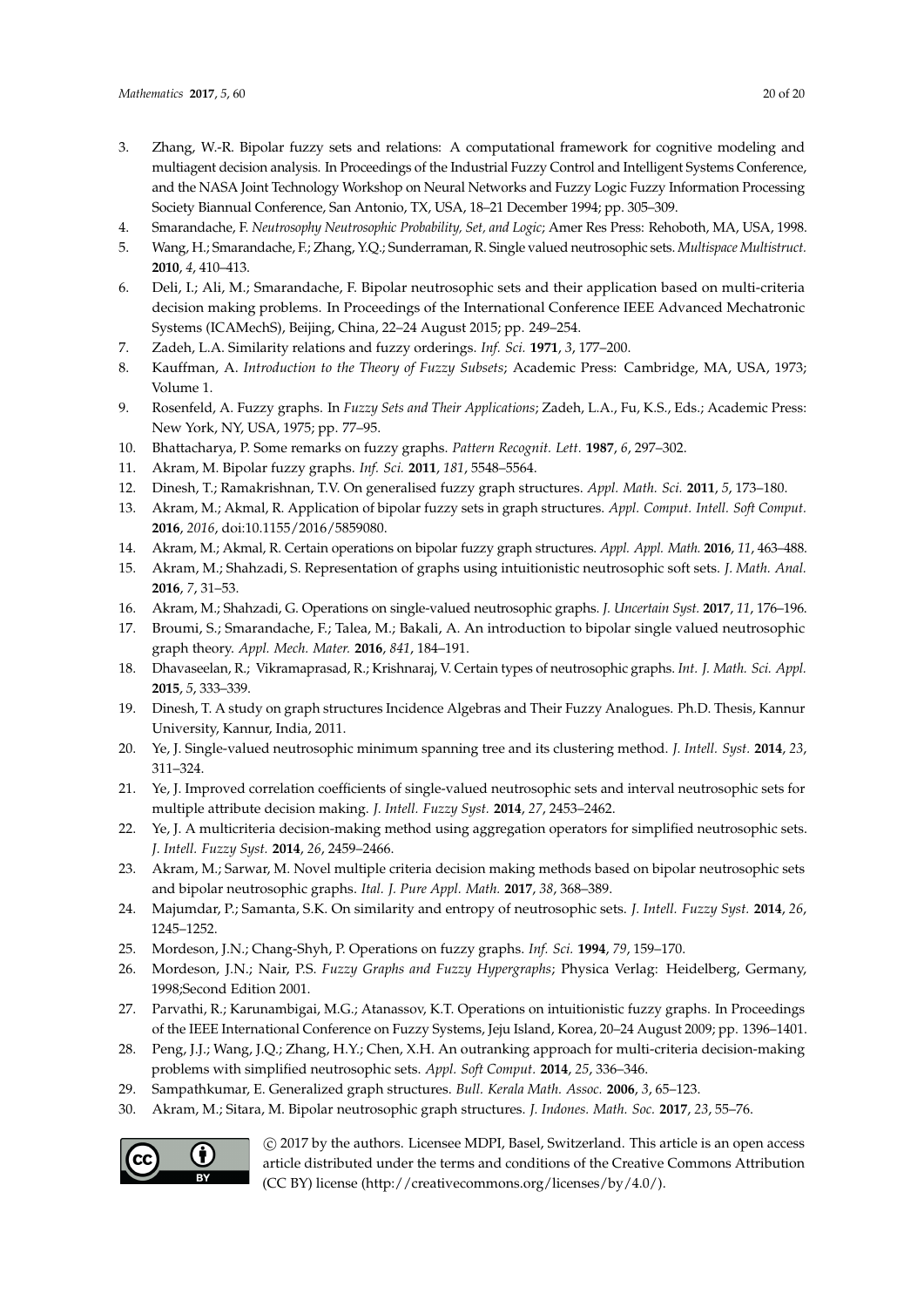3. Zhang, W.-R. Bipolar fuzzy sets and relations: A computational framework for cognitive modeling and multiagent decision analysis. In Proceedings of the Industrial Fuzzy Control and Intelligent Systems Conference, and the NASA Joint Technology Workshop on Neural Networks and Fuzzy Logic Fuzzy Information Processing Society Biannual Conference, San Antonio, TX, USA, 18–21 December 1994; pp. 305–309.
4. Smarandache, F. *Neutrosophy Neutrosophic Probability, Set, and Logic*; Amer Res Press: Rehoboth, MA, USA, 1998.
5. Wang, H.; Smarandache, F.; Zhang, Y.Q.; Sunderraman, R. Single valued neutrosophic sets. *Multispace Multistruct.* **2010**, *4*, 410–413.
6. Deli, I.; Ali, M.; Smarandache, F. Bipolar neutrosophic sets and their application based on multi-criteria decision making problems. In Proceedings of the International Conference IEEE Advanced Mechatronic Systems (ICAMechS), Beijing, China, 22–24 August 2015; pp. 249–254.
7. Zadeh, L.A. Similarity relations and fuzzy orderings. *Inf. Sci.* **1971**, *3*, 177–200.
8. Kauffman, A. *Introduction to the Theory of Fuzzy Subsets*; Academic Press: Cambridge, MA, USA, 1973; Volume 1.
9. Rosenfeld, A. Fuzzy graphs. In *Fuzzy Sets and Their Applications*; Zadeh, L.A., Fu, K.S., Eds.; Academic Press: New York, NY, USA, 1975; pp. 77–95.
10. Bhattacharya, P. Some remarks on fuzzy graphs. *Pattern Recognit. Lett.* **1987**, *6*, 297–302.
11. Akram, M. Bipolar fuzzy graphs. *Inf. Sci.* **2011**, *181*, 5548–5564.
12. Dinesh, T.; Ramakrishnan, T.V. On generalised fuzzy graph structures. *Appl. Math. Sci.* **2011**, *5*, 173–180.
13. Akram, M.; Akmal, R. Application of bipolar fuzzy sets in graph structures. *Appl. Comput. Intell. Soft Comput.* **2016**, *2016*, doi:10.1155/2016/5859080.
14. Akram, M.; Akmal, R. Certain operations on bipolar fuzzy graph structures. *Appl. Appl. Math.* **2016**, *11*, 463–488.
15. Akram, M.; Shahzadi, S. Representation of graphs using intuitionistic neutrosophic soft sets. *J. Math. Anal.* **2016**, *7*, 31–53.
16. Akram, M.; Shahzadi, G. Operations on single-valued neutrosophic graphs. *J. Uncertain Syst.* **2017**, *11*, 176–196.
17. Broumi, S.; Smarandache, F.; Talea, M.; Bakali, A. An introduction to bipolar single valued neutrosophic graph theory. *Appl. Mech. Mater.* **2016**, *841*, 184–191.
18. Dhavaseelan, R.; Vikramaprasad, R.; Krishnaraj, V. Certain types of neutrosophic graphs. *Int. J. Math. Sci. Appl.* **2015**, *5*, 333–339.
19. Dinesh, T. A study on graph structures Incidence Algebras and Their Fuzzy Analogues. Ph.D. Thesis, Kannur University, Kannur, India, 2011.
20. Ye, J. Single-valued neutrosophic minimum spanning tree and its clustering method. *J. Intell. Syst.* **2014**, *23*, 311–324.
21. Ye, J. Improved correlation coefficients of single-valued neutrosophic sets and interval neutrosophic sets for multiple attribute decision making. *J. Intell. Fuzzy Syst.* **2014**, *27*, 2453–2462.
22. Ye, J. A multicriteria decision-making method using aggregation operators for simplified neutrosophic sets. *J. Intell. Fuzzy Syst.* **2014**, *26*, 2459–2466.
23. Akram, M.; Sarwar, M. Novel multiple criteria decision making methods based on bipolar neutrosophic sets and bipolar neutrosophic graphs. *Ital. J. Pure Appl. Math.* **2017**, *38*, 368–389.
24. Majumdar, P.; Samanta, S.K. On similarity and entropy of neutrosophic sets. *J. Intell. Fuzzy Syst.* **2014**, *26*, 1245–1252.
25. Mordeson, J.N.; Chang-Shyh, P. Operations on fuzzy graphs. *Inf. Sci.* **1994**, *79*, 159–170.
26. Mordeson, J.N.; Nair, P.S. *Fuzzy Graphs and Fuzzy Hypergraphs*; Physica Verlag: Heidelberg, Germany, 1998;Second Edition 2001.
27. Parvathi, R.; Karunambigai, M.G.; Atanassov, K.T. Operations on intuitionistic fuzzy graphs. In Proceedings of the IEEE International Conference on Fuzzy Systems, Jeju Island, Korea, 20–24 August 2009; pp. 1396–1401.
28. Peng, J.J.; Wang, J.Q.; Zhang, H.Y.; Chen, X.H. An outranking approach for multi-criteria decision-making problems with simplified neutrosophic sets. *Appl. Soft Comput.* **2014**, *25*, 336–346.
29. Sampathkumar, E. Generalized graph structures. *Bull. Kerala Math. Assoc.* **2006**, *3*, 65–123.
30. Akram, M.; Sitara, M. Bipolar neutrosophic graph structures. *J. Indones. Math. Soc.* **2017**, *23*, 55–76.

© 2017 by the authors. Licensee MDPI, Basel, Switzerland. This article is an open access article distributed under the terms and conditions of the Creative Commons Attribution (CC BY) license (http://creativecommons.org/licenses/by/4.0/).